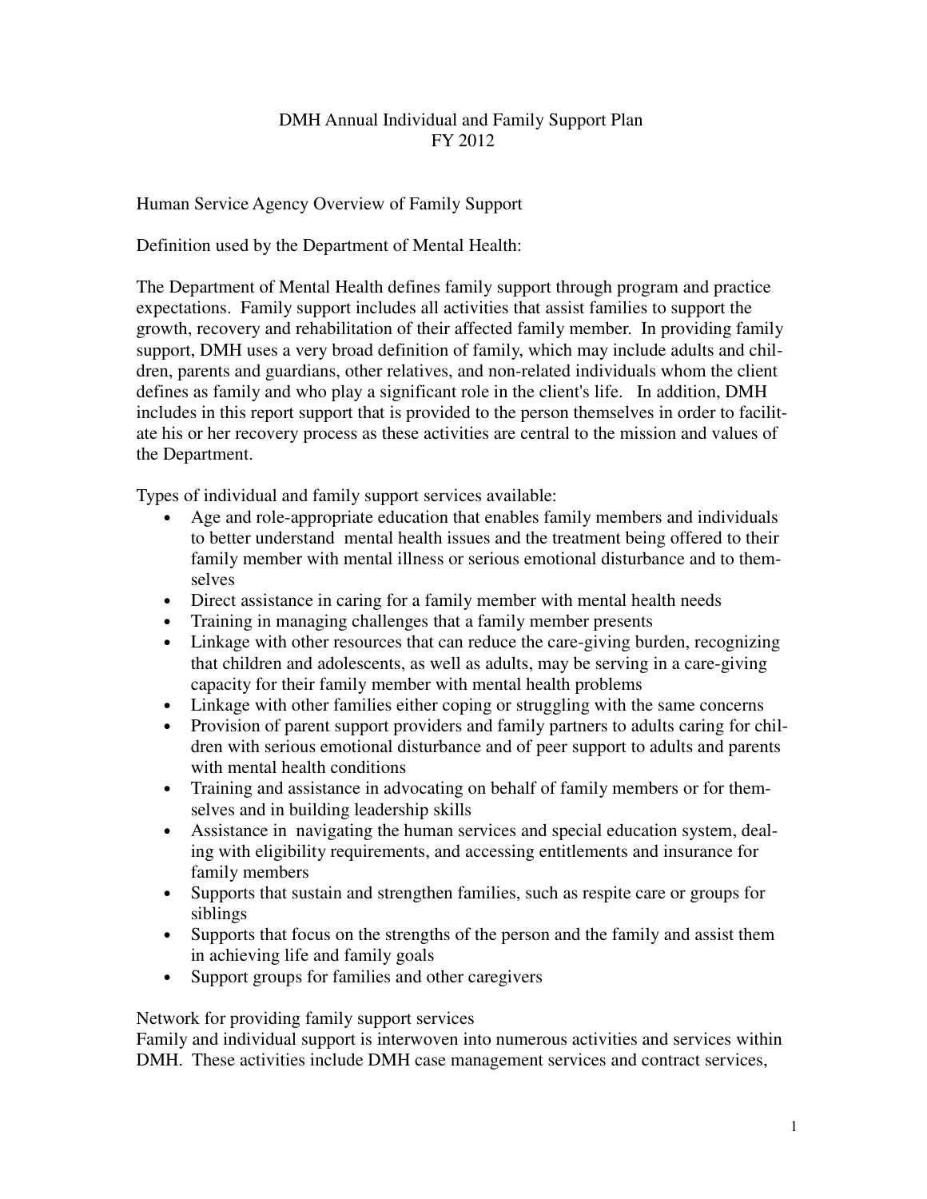# DMH Annual Individual and Family Support Plan
# FY 2012

## Human Service Agency Overview of Family Support

Definition used by the Department of Mental Health:

The Department of Mental Health defines family support through program and practice expectations. Family support includes all activities that assist families to support the growth, recovery and rehabilitation of their affected family member. In providing family support, DMH uses a very broad definition of family, which may include adults and children, parents and guardians, other relatives, and non-related individuals whom the client defines as family and who play a significant role in the client's life. In addition, DMH includes in this report support that is provided to the person themselves in order to facilitate his or her recovery process as these activities are central to the mission and values of the Department.

Types of individual and family support services available:

- Age and role-appropriate education that enables family members and individuals to better understand mental health issues and the treatment being offered to their family member with mental illness or serious emotional disturbance and to themselves
- Direct assistance in caring for a family member with mental health needs
- Training in managing challenges that a family member presents
- Linkage with other resources that can reduce the care-giving burden, recognizing that children and adolescents, as well as adults, may be serving in a care-giving capacity for their family member with mental health problems
- Linkage with other families either coping or struggling with the same concerns
- Provision of parent support providers and family partners to adults caring for children with serious emotional disturbance and of peer support to adults and parents with mental health conditions
- Training and assistance in advocating on behalf of family members or for themselves and in building leadership skills
- Assistance in navigating the human services and special education system, dealing with eligibility requirements, and accessing entitlements and insurance for family members
- Supports that sustain and strengthen families, such as respite care or groups for siblings
- Supports that focus on the strengths of the person and the family and assist them in achieving life and family goals
- Support groups for families and other caregivers

Network for providing family support services

Family and individual support is interwoven into numerous activities and services within DMH. These activities include DMH case management services and contract services,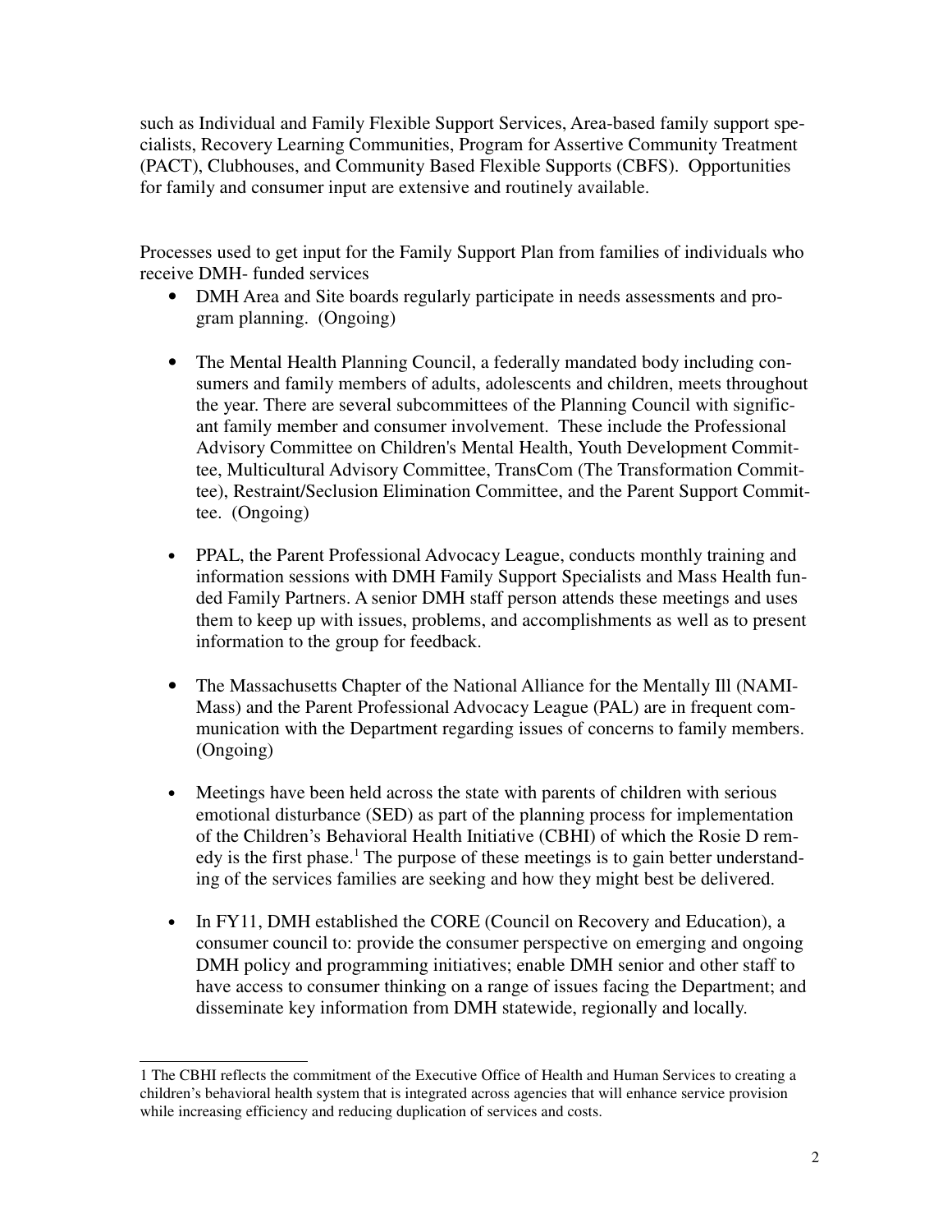such as Individual and Family Flexible Support Services, Area-based family support specialists, Recovery Learning Communities, Program for Assertive Community Treatment (PACT), Clubhouses, and Community Based Flexible Supports (CBFS). Opportunities for family and consumer input are extensive and routinely available.

Processes used to get input for the Family Support Plan from families of individuals who receive DMH- funded services

- DMH Area and Site boards regularly participate in needs assessments and program planning. (Ongoing)
- The Mental Health Planning Council, a federally mandated body including consumers and family members of adults, adolescents and children, meets throughout the year. There are several subcommittees of the Planning Council with significant family member and consumer involvement. These include the Professional Advisory Committee on Children's Mental Health, Youth Development Committee, Multicultural Advisory Committee, TransCom (The Transformation Committee), Restraint/Seclusion Elimination Committee, and the Parent Support Committee. (Ongoing)
- PPAL, the Parent Professional Advocacy League, conducts monthly training and information sessions with DMH Family Support Specialists and Mass Health funded Family Partners. A senior DMH staff person attends these meetings and uses them to keep up with issues, problems, and accomplishments as well as to present information to the group for feedback.
- The Massachusetts Chapter of the National Alliance for the Mentally Ill (NAMI-Mass) and the Parent Professional Advocacy League (PAL) are in frequent communication with the Department regarding issues of concerns to family members. (Ongoing)
- Meetings have been held across the state with parents of children with serious emotional disturbance (SED) as part of the planning process for implementation of the Children's Behavioral Health Initiative (CBHI) of which the Rosie D remedy is the first phase.[1] The purpose of these meetings is to gain better understanding of the services families are seeking and how they might best be delivered.
- In FY11, DMH established the CORE (Council on Recovery and Education), a consumer council to: provide the consumer perspective on emerging and ongoing DMH policy and programming initiatives; enable DMH senior and other staff to have access to consumer thinking on a range of issues facing the Department; and disseminate key information from DMH statewide, regionally and locally.

---

1 The CBHI reflects the commitment of the Executive Office of Health and Human Services to creating a children's behavioral health system that is integrated across agencies that will enhance service provision while increasing efficiency and reducing duplication of services and costs.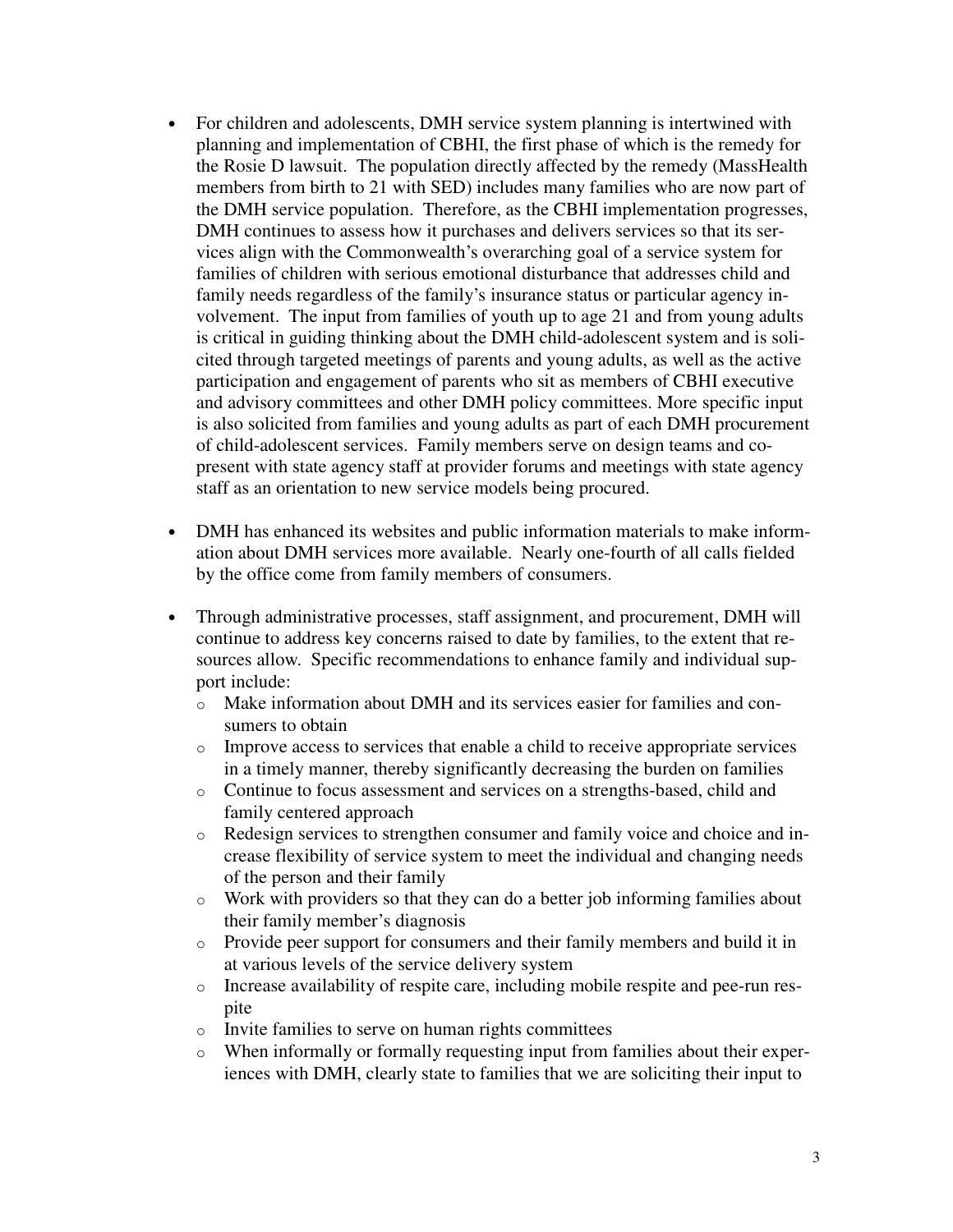- For children and adolescents, DMH service system planning is intertwined with planning and implementation of CBHI, the first phase of which is the remedy for the Rosie D lawsuit. The population directly affected by the remedy (MassHealth members from birth to 21 with SED) includes many families who are now part of the DMH service population. Therefore, as the CBHI implementation progresses, DMH continues to assess how it purchases and delivers services so that its services align with the Commonwealth's overarching goal of a service system for families of children with serious emotional disturbance that addresses child and family needs regardless of the family's insurance status or particular agency involvement. The input from families of youth up to age 21 and from young adults is critical in guiding thinking about the DMH child-adolescent system and is solicited through targeted meetings of parents and young adults, as well as the active participation and engagement of parents who sit as members of CBHI executive and advisory committees and other DMH policy committees. More specific input is also solicited from families and young adults as part of each DMH procurement of child-adolescent services. Family members serve on design teams and co-present with state agency staff at provider forums and meetings with state agency staff as an orientation to new service models being procured.

- DMH has enhanced its websites and public information materials to make information about DMH services more available. Nearly one-fourth of all calls fielded by the office come from family members of consumers.

- Through administrative processes, staff assignment, and procurement, DMH will continue to address key concerns raised to date by families, to the extent that resources allow. Specific recommendations to enhance family and individual support include:
  - Make information about DMH and its services easier for families and consumers to obtain
  - Improve access to services that enable a child to receive appropriate services in a timely manner, thereby significantly decreasing the burden on families
  - Continue to focus assessment and services on a strengths-based, child and family centered approach
  - Redesign services to strengthen consumer and family voice and choice and increase flexibility of service system to meet the individual and changing needs of the person and their family
  - Work with providers so that they can do a better job informing families about their family member's diagnosis
  - Provide peer support for consumers and their family members and build it in at various levels of the service delivery system
  - Increase availability of respite care, including mobile respite and pee-run respite
  - Invite families to serve on human rights committees
  - When informally or formally requesting input from families about their experiences with DMH, clearly state to families that we are soliciting their input to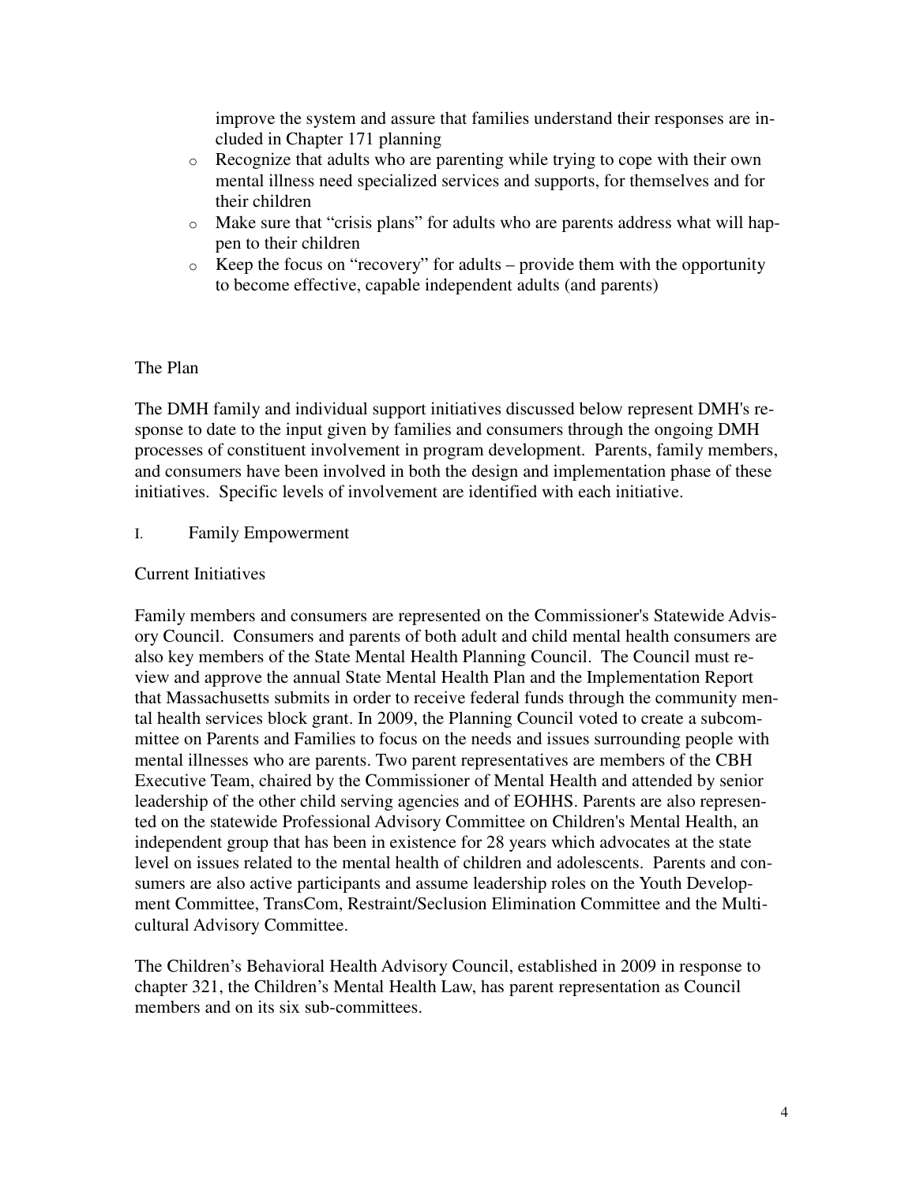improve the system and assure that families understand their responses are included in Chapter 171 planning

- Recognize that adults who are parenting while trying to cope with their own mental illness need specialized services and supports, for themselves and for their children
- Make sure that "crisis plans" for adults who are parents address what will happen to their children
- Keep the focus on "recovery" for adults – provide them with the opportunity to become effective, capable independent adults (and parents)

## The Plan

The DMH family and individual support initiatives discussed below represent DMH's response to date to the input given by families and consumers through the ongoing DMH processes of constituent involvement in program development. Parents, family members, and consumers have been involved in both the design and implementation phase of these initiatives. Specific levels of involvement are identified with each initiative.

## I. Family Empowerment

### Current Initiatives

Family members and consumers are represented on the Commissioner's Statewide Advisory Council. Consumers and parents of both adult and child mental health consumers are also key members of the State Mental Health Planning Council. The Council must review and approve the annual State Mental Health Plan and the Implementation Report that Massachusetts submits in order to receive federal funds through the community mental health services block grant. In 2009, the Planning Council voted to create a subcommittee on Parents and Families to focus on the needs and issues surrounding people with mental illnesses who are parents. Two parent representatives are members of the CBH Executive Team, chaired by the Commissioner of Mental Health and attended by senior leadership of the other child serving agencies and of EOHHS. Parents are also represented on the statewide Professional Advisory Committee on Children's Mental Health, an independent group that has been in existence for 28 years which advocates at the state level on issues related to the mental health of children and adolescents. Parents and consumers are also active participants and assume leadership roles on the Youth Development Committee, TransCom, Restraint/Seclusion Elimination Committee and the Multicultural Advisory Committee.

The Children's Behavioral Health Advisory Council, established in 2009 in response to chapter 321, the Children's Mental Health Law, has parent representation as Council members and on its six sub-committees.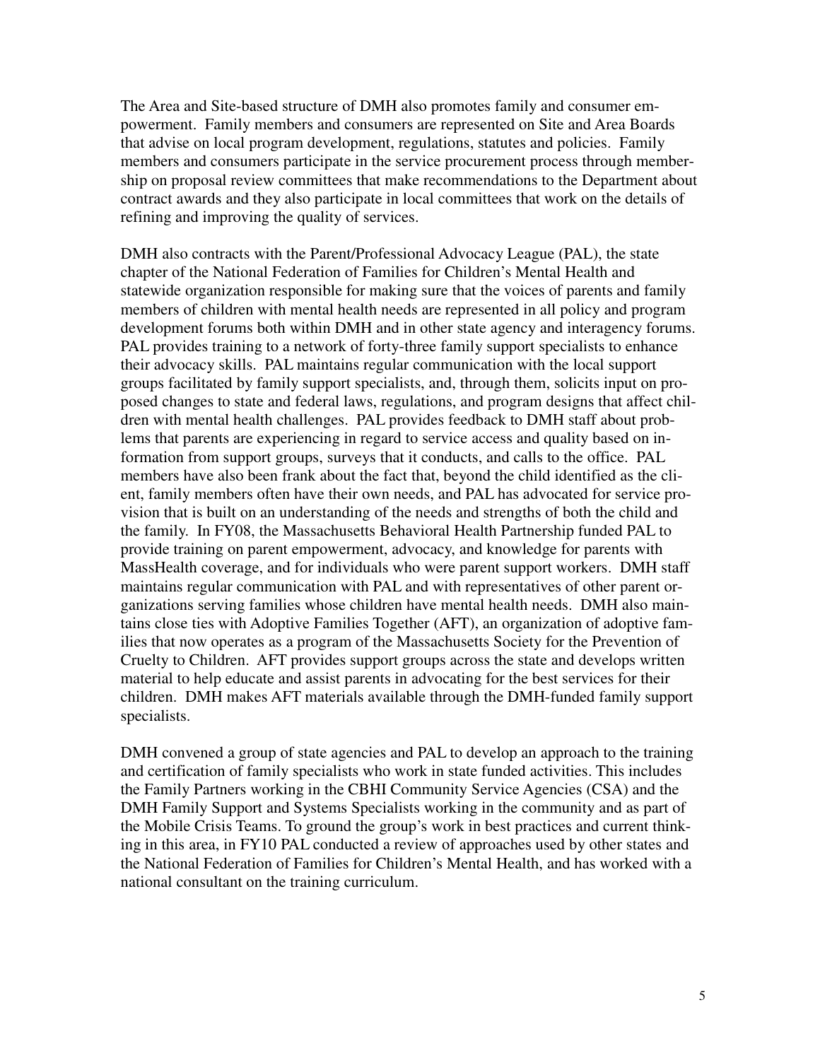The Area and Site-based structure of DMH also promotes family and consumer empowerment. Family members and consumers are represented on Site and Area Boards that advise on local program development, regulations, statutes and policies. Family members and consumers participate in the service procurement process through membership on proposal review committees that make recommendations to the Department about contract awards and they also participate in local committees that work on the details of refining and improving the quality of services.

DMH also contracts with the Parent/Professional Advocacy League (PAL), the state chapter of the National Federation of Families for Children's Mental Health and statewide organization responsible for making sure that the voices of parents and family members of children with mental health needs are represented in all policy and program development forums both within DMH and in other state agency and interagency forums. PAL provides training to a network of forty-three family support specialists to enhance their advocacy skills. PAL maintains regular communication with the local support groups facilitated by family support specialists, and, through them, solicits input on proposed changes to state and federal laws, regulations, and program designs that affect children with mental health challenges. PAL provides feedback to DMH staff about problems that parents are experiencing in regard to service access and quality based on information from support groups, surveys that it conducts, and calls to the office. PAL members have also been frank about the fact that, beyond the child identified as the client, family members often have their own needs, and PAL has advocated for service provision that is built on an understanding of the needs and strengths of both the child and the family. In FY08, the Massachusetts Behavioral Health Partnership funded PAL to provide training on parent empowerment, advocacy, and knowledge for parents with MassHealth coverage, and for individuals who were parent support workers. DMH staff maintains regular communication with PAL and with representatives of other parent organizations serving families whose children have mental health needs. DMH also maintains close ties with Adoptive Families Together (AFT), an organization of adoptive families that now operates as a program of the Massachusetts Society for the Prevention of Cruelty to Children. AFT provides support groups across the state and develops written material to help educate and assist parents in advocating for the best services for their children. DMH makes AFT materials available through the DMH-funded family support specialists.

DMH convened a group of state agencies and PAL to develop an approach to the training and certification of family specialists who work in state funded activities. This includes the Family Partners working in the CBHI Community Service Agencies (CSA) and the DMH Family Support and Systems Specialists working in the community and as part of the Mobile Crisis Teams. To ground the group's work in best practices and current thinking in this area, in FY10 PAL conducted a review of approaches used by other states and the National Federation of Families for Children's Mental Health, and has worked with a national consultant on the training curriculum.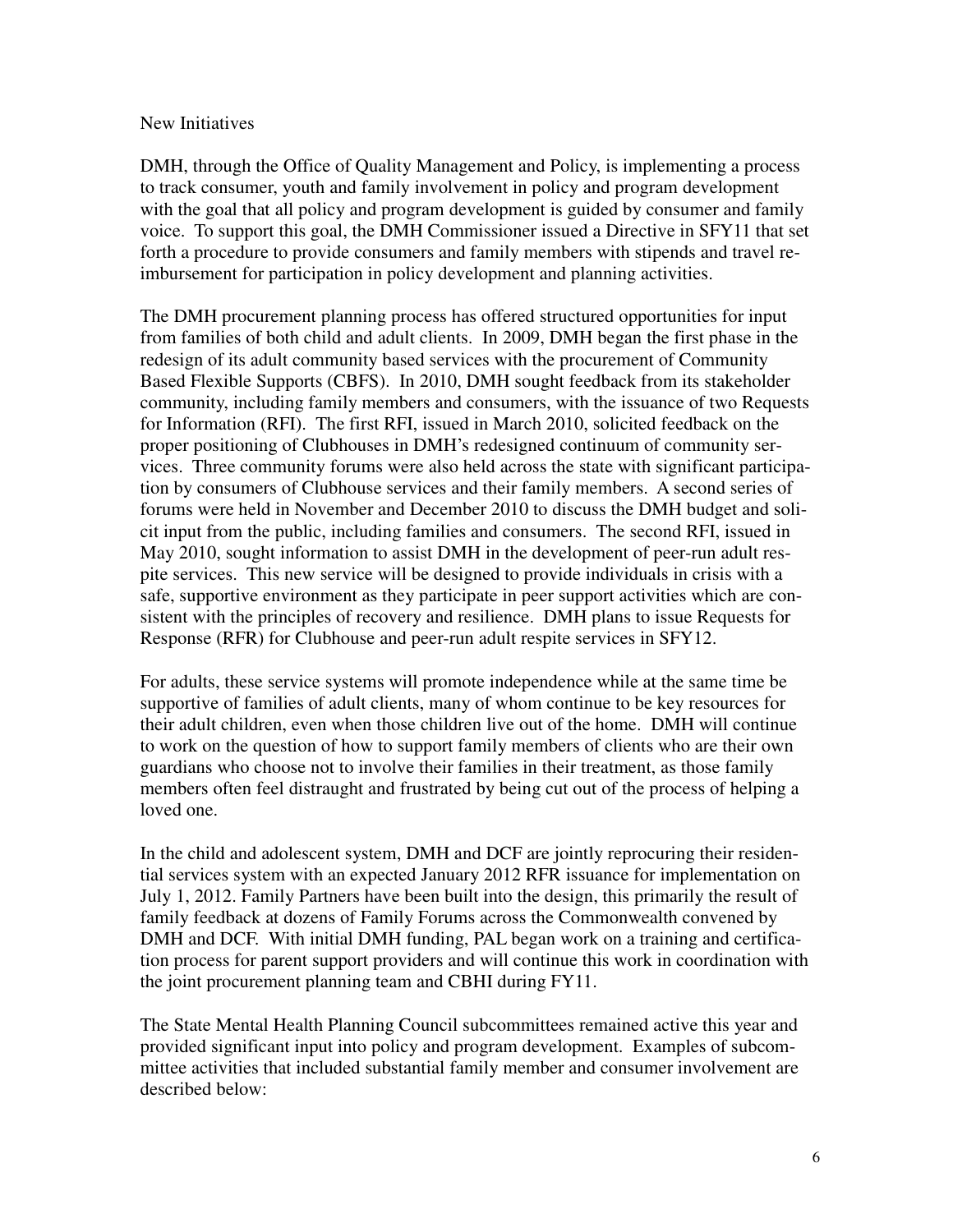## New Initiatives

DMH, through the Office of Quality Management and Policy, is implementing a process to track consumer, youth and family involvement in policy and program development with the goal that all policy and program development is guided by consumer and family voice. To support this goal, the DMH Commissioner issued a Directive in SFY11 that set forth a procedure to provide consumers and family members with stipends and travel reimbursement for participation in policy development and planning activities.

The DMH procurement planning process has offered structured opportunities for input from families of both child and adult clients. In 2009, DMH began the first phase in the redesign of its adult community based services with the procurement of Community Based Flexible Supports (CBFS). In 2010, DMH sought feedback from its stakeholder community, including family members and consumers, with the issuance of two Requests for Information (RFI). The first RFI, issued in March 2010, solicited feedback on the proper positioning of Clubhouses in DMH's redesigned continuum of community services. Three community forums were also held across the state with significant participation by consumers of Clubhouse services and their family members. A second series of forums were held in November and December 2010 to discuss the DMH budget and solicit input from the public, including families and consumers. The second RFI, issued in May 2010, sought information to assist DMH in the development of peer-run adult respite services. This new service will be designed to provide individuals in crisis with a safe, supportive environment as they participate in peer support activities which are consistent with the principles of recovery and resilience. DMH plans to issue Requests for Response (RFR) for Clubhouse and peer-run adult respite services in SFY12.

For adults, these service systems will promote independence while at the same time be supportive of families of adult clients, many of whom continue to be key resources for their adult children, even when those children live out of the home. DMH will continue to work on the question of how to support family members of clients who are their own guardians who choose not to involve their families in their treatment, as those family members often feel distraught and frustrated by being cut out of the process of helping a loved one.

In the child and adolescent system, DMH and DCF are jointly reprocuring their residential services system with an expected January 2012 RFR issuance for implementation on July 1, 2012. Family Partners have been built into the design, this primarily the result of family feedback at dozens of Family Forums across the Commonwealth convened by DMH and DCF. With initial DMH funding, PAL began work on a training and certification process for parent support providers and will continue this work in coordination with the joint procurement planning team and CBHI during FY11.

The State Mental Health Planning Council subcommittees remained active this year and provided significant input into policy and program development. Examples of subcommittee activities that included substantial family member and consumer involvement are described below: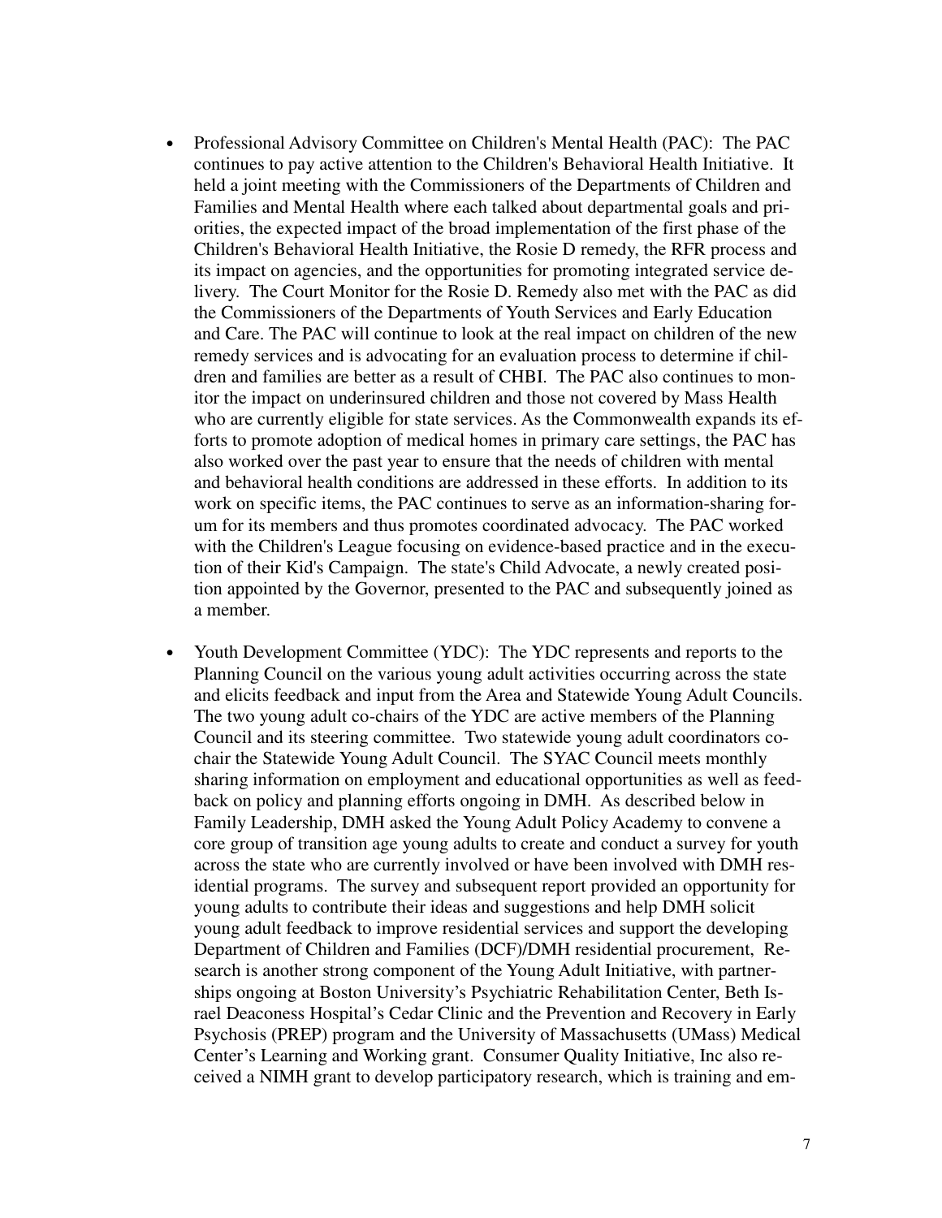- Professional Advisory Committee on Children's Mental Health (PAC): The PAC continues to pay active attention to the Children's Behavioral Health Initiative. It held a joint meeting with the Commissioners of the Departments of Children and Families and Mental Health where each talked about departmental goals and priorities, the expected impact of the broad implementation of the first phase of the Children's Behavioral Health Initiative, the Rosie D remedy, the RFR process and its impact on agencies, and the opportunities for promoting integrated service delivery. The Court Monitor for the Rosie D. Remedy also met with the PAC as did the Commissioners of the Departments of Youth Services and Early Education and Care. The PAC will continue to look at the real impact on children of the new remedy services and is advocating for an evaluation process to determine if children and families are better as a result of CHBI. The PAC also continues to monitor the impact on underinsured children and those not covered by Mass Health who are currently eligible for state services. As the Commonwealth expands its efforts to promote adoption of medical homes in primary care settings, the PAC has also worked over the past year to ensure that the needs of children with mental and behavioral health conditions are addressed in these efforts. In addition to its work on specific items, the PAC continues to serve as an information-sharing forum for its members and thus promotes coordinated advocacy. The PAC worked with the Children's League focusing on evidence-based practice and in the execution of their Kid's Campaign. The state's Child Advocate, a newly created position appointed by the Governor, presented to the PAC and subsequently joined as a member.

- Youth Development Committee (YDC): The YDC represents and reports to the Planning Council on the various young adult activities occurring across the state and elicits feedback and input from the Area and Statewide Young Adult Councils. The two young adult co-chairs of the YDC are active members of the Planning Council and its steering committee. Two statewide young adult coordinators co-chair the Statewide Young Adult Council. The SYAC Council meets monthly sharing information on employment and educational opportunities as well as feedback on policy and planning efforts ongoing in DMH. As described below in Family Leadership, DMH asked the Young Adult Policy Academy to convene a core group of transition age young adults to create and conduct a survey for youth across the state who are currently involved or have been involved with DMH residential programs. The survey and subsequent report provided an opportunity for young adults to contribute their ideas and suggestions and help DMH solicit young adult feedback to improve residential services and support the developing Department of Children and Families (DCF)/DMH residential procurement, Research is another strong component of the Young Adult Initiative, with partnerships ongoing at Boston University's Psychiatric Rehabilitation Center, Beth Israel Deaconess Hospital's Cedar Clinic and the Prevention and Recovery in Early Psychosis (PREP) program and the University of Massachusetts (UMass) Medical Center's Learning and Working grant. Consumer Quality Initiative, Inc also received a NIMH grant to develop participatory research, which is training and em-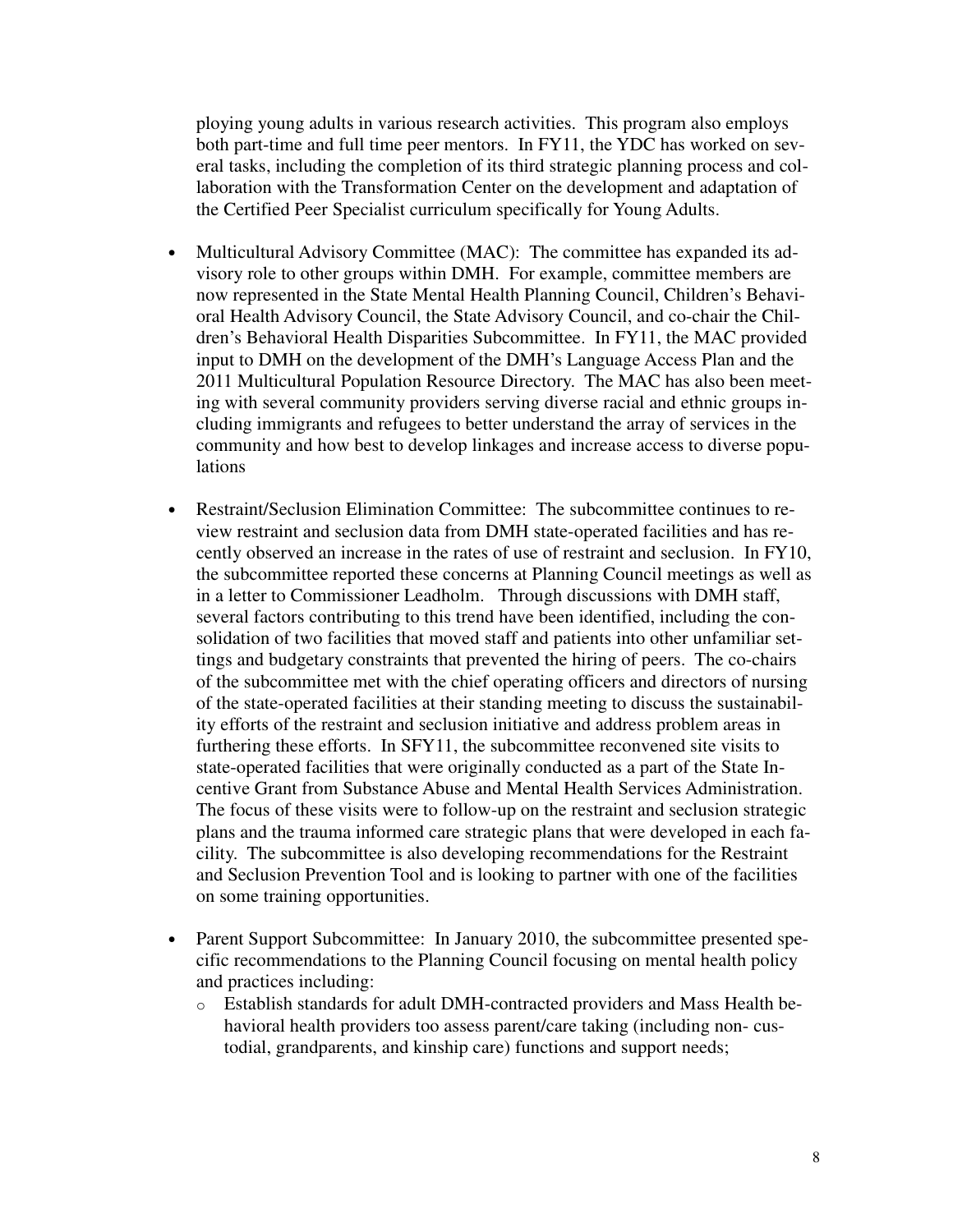ploying young adults in various research activities. This program also employs both part-time and full time peer mentors. In FY11, the YDC has worked on several tasks, including the completion of its third strategic planning process and collaboration with the Transformation Center on the development and adaptation of the Certified Peer Specialist curriculum specifically for Young Adults.

- Multicultural Advisory Committee (MAC): The committee has expanded its advisory role to other groups within DMH. For example, committee members are now represented in the State Mental Health Planning Council, Children's Behavioral Health Advisory Council, the State Advisory Council, and co-chair the Children's Behavioral Health Disparities Subcommittee. In FY11, the MAC provided input to DMH on the development of the DMH's Language Access Plan and the 2011 Multicultural Population Resource Directory. The MAC has also been meeting with several community providers serving diverse racial and ethnic groups including immigrants and refugees to better understand the array of services in the community and how best to develop linkages and increase access to diverse populations

- Restraint/Seclusion Elimination Committee: The subcommittee continues to review restraint and seclusion data from DMH state-operated facilities and has recently observed an increase in the rates of use of restraint and seclusion. In FY10, the subcommittee reported these concerns at Planning Council meetings as well as in a letter to Commissioner Leadholm. Through discussions with DMH staff, several factors contributing to this trend have been identified, including the consolidation of two facilities that moved staff and patients into other unfamiliar settings and budgetary constraints that prevented the hiring of peers. The co-chairs of the subcommittee met with the chief operating officers and directors of nursing of the state-operated facilities at their standing meeting to discuss the sustainability efforts of the restraint and seclusion initiative and address problem areas in furthering these efforts. In SFY11, the subcommittee reconvened site visits to state-operated facilities that were originally conducted as a part of the State Incentive Grant from Substance Abuse and Mental Health Services Administration. The focus of these visits were to follow-up on the restraint and seclusion strategic plans and the trauma informed care strategic plans that were developed in each facility. The subcommittee is also developing recommendations for the Restraint and Seclusion Prevention Tool and is looking to partner with one of the facilities on some training opportunities.

- Parent Support Subcommittee: In January 2010, the subcommittee presented specific recommendations to the Planning Council focusing on mental health policy and practices including:
  - Establish standards for adult DMH-contracted providers and Mass Health behavioral health providers too assess parent/care taking (including non- custodial, grandparents, and kinship care) functions and support needs;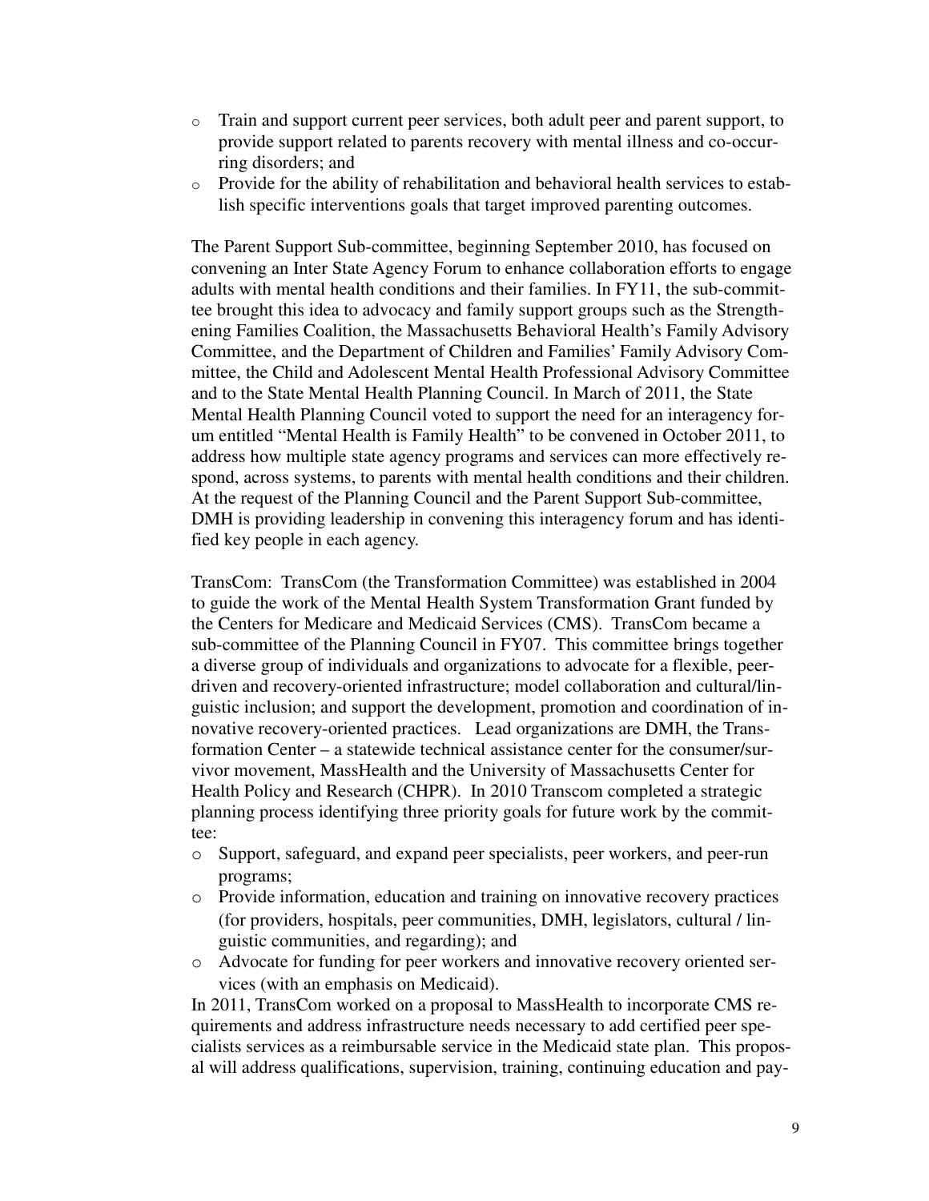- Train and support current peer services, both adult peer and parent support, to provide support related to parents recovery with mental illness and co-occurring disorders; and
- Provide for the ability of rehabilitation and behavioral health services to establish specific interventions goals that target improved parenting outcomes.

The Parent Support Sub-committee, beginning September 2010, has focused on convening an Inter State Agency Forum to enhance collaboration efforts to engage adults with mental health conditions and their families. In FY11, the sub-committee brought this idea to advocacy and family support groups such as the Strengthening Families Coalition, the Massachusetts Behavioral Health's Family Advisory Committee, and the Department of Children and Families' Family Advisory Committee, the Child and Adolescent Mental Health Professional Advisory Committee and to the State Mental Health Planning Council. In March of 2011, the State Mental Health Planning Council voted to support the need for an interagency forum entitled "Mental Health is Family Health" to be convened in October 2011, to address how multiple state agency programs and services can more effectively respond, across systems, to parents with mental health conditions and their children. At the request of the Planning Council and the Parent Support Sub-committee, DMH is providing leadership in convening this interagency forum and has identified key people in each agency.

TransCom: TransCom (the Transformation Committee) was established in 2004 to guide the work of the Mental Health System Transformation Grant funded by the Centers for Medicare and Medicaid Services (CMS). TransCom became a sub-committee of the Planning Council in FY07. This committee brings together a diverse group of individuals and organizations to advocate for a flexible, peer-driven and recovery-oriented infrastructure; model collaboration and cultural/linguistic inclusion; and support the development, promotion and coordination of innovative recovery-oriented practices. Lead organizations are DMH, the Transformation Center – a statewide technical assistance center for the consumer/survivor movement, MassHealth and the University of Massachusetts Center for Health Policy and Research (CHPR). In 2010 Transcom completed a strategic planning process identifying three priority goals for future work by the committee:

- Support, safeguard, and expand peer specialists, peer workers, and peer-run programs;
- Provide information, education and training on innovative recovery practices (for providers, hospitals, peer communities, DMH, legislators, cultural / linguistic communities, and regarding); and
- Advocate for funding for peer workers and innovative recovery oriented services (with an emphasis on Medicaid).

In 2011, TransCom worked on a proposal to MassHealth to incorporate CMS requirements and address infrastructure needs necessary to add certified peer specialists services as a reimbursable service in the Medicaid state plan. This proposal will address qualifications, supervision, training, continuing education and pay-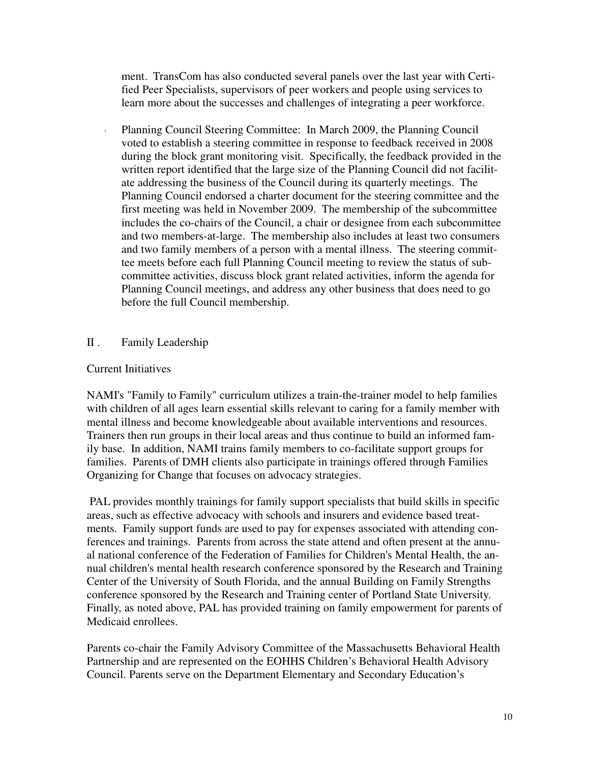ment. TransCom has also conducted several panels over the last year with Certified Peer Specialists, supervisors of peer workers and people using services to learn more about the successes and challenges of integrating a peer workforce.

- Planning Council Steering Committee: In March 2009, the Planning Council voted to establish a steering committee in response to feedback received in 2008 during the block grant monitoring visit. Specifically, the feedback provided in the written report identified that the large size of the Planning Council did not facilitate addressing the business of the Council during its quarterly meetings. The Planning Council endorsed a charter document for the steering committee and the first meeting was held in November 2009. The membership of the subcommittee includes the co-chairs of the Council, a chair or designee from each subcommittee and two members-at-large. The membership also includes at least two consumers and two family members of a person with a mental illness. The steering committee meets before each full Planning Council meeting to review the status of subcommittee activities, discuss block grant related activities, inform the agenda for Planning Council meetings, and address any other business that does need to go before the full Council membership.

## II . Family Leadership

Current Initiatives

NAMI's "Family to Family" curriculum utilizes a train-the-trainer model to help families with children of all ages learn essential skills relevant to caring for a family member with mental illness and become knowledgeable about available interventions and resources. Trainers then run groups in their local areas and thus continue to build an informed family base. In addition, NAMI trains family members to co-facilitate support groups for families. Parents of DMH clients also participate in trainings offered through Families Organizing for Change that focuses on advocacy strategies.

PAL provides monthly trainings for family support specialists that build skills in specific areas, such as effective advocacy with schools and insurers and evidence based treatments. Family support funds are used to pay for expenses associated with attending conferences and trainings. Parents from across the state attend and often present at the annual national conference of the Federation of Families for Children's Mental Health, the annual children's mental health research conference sponsored by the Research and Training Center of the University of South Florida, and the annual Building on Family Strengths conference sponsored by the Research and Training center of Portland State University. Finally, as noted above, PAL has provided training on family empowerment for parents of Medicaid enrollees.

Parents co-chair the Family Advisory Committee of the Massachusetts Behavioral Health Partnership and are represented on the EOHHS Children's Behavioral Health Advisory Council. Parents serve on the Department Elementary and Secondary Education's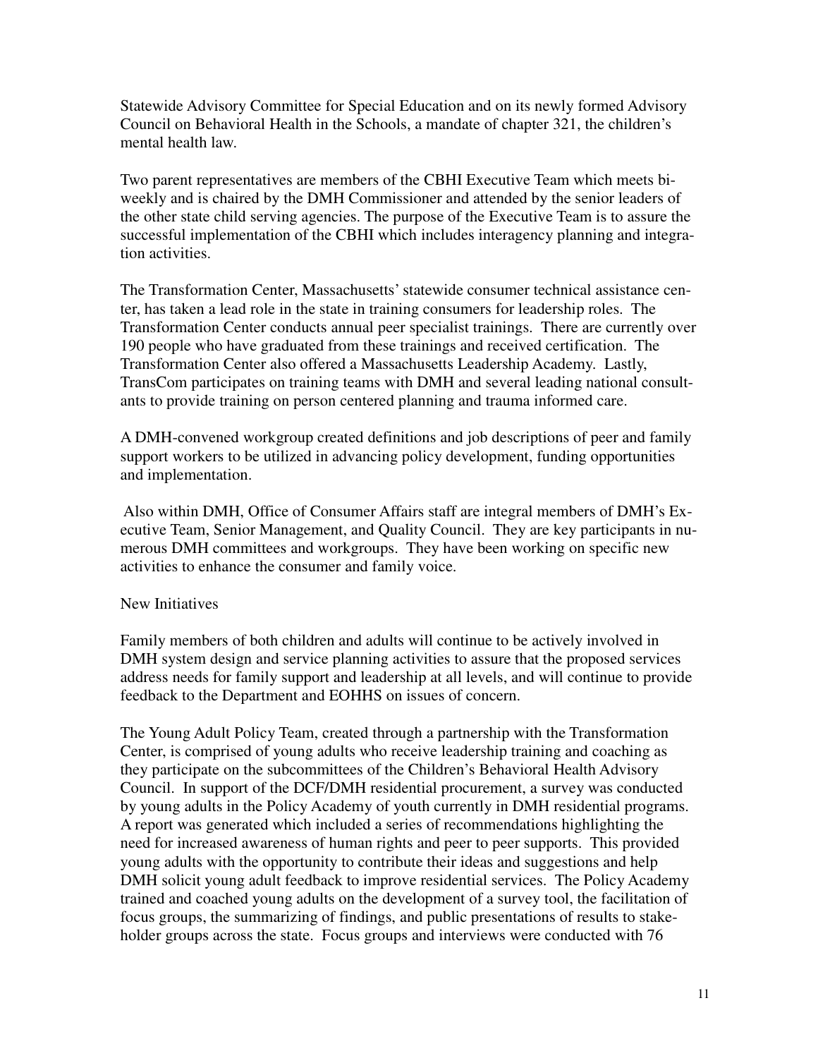Statewide Advisory Committee for Special Education and on its newly formed Advisory Council on Behavioral Health in the Schools, a mandate of chapter 321, the children's mental health law.

Two parent representatives are members of the CBHI Executive Team which meets bi-weekly and is chaired by the DMH Commissioner and attended by the senior leaders of the other state child serving agencies. The purpose of the Executive Team is to assure the successful implementation of the CBHI which includes interagency planning and integration activities.

The Transformation Center, Massachusetts' statewide consumer technical assistance center, has taken a lead role in the state in training consumers for leadership roles. The Transformation Center conducts annual peer specialist trainings. There are currently over 190 people who have graduated from these trainings and received certification. The Transformation Center also offered a Massachusetts Leadership Academy. Lastly, TransCom participates on training teams with DMH and several leading national consultants to provide training on person centered planning and trauma informed care.

A DMH-convened workgroup created definitions and job descriptions of peer and family support workers to be utilized in advancing policy development, funding opportunities and implementation.

Also within DMH, Office of Consumer Affairs staff are integral members of DMH's Executive Team, Senior Management, and Quality Council. They are key participants in numerous DMH committees and workgroups. They have been working on specific new activities to enhance the consumer and family voice.

New Initiatives

Family members of both children and adults will continue to be actively involved in DMH system design and service planning activities to assure that the proposed services address needs for family support and leadership at all levels, and will continue to provide feedback to the Department and EOHHS on issues of concern.

The Young Adult Policy Team, created through a partnership with the Transformation Center, is comprised of young adults who receive leadership training and coaching as they participate on the subcommittees of the Children's Behavioral Health Advisory Council. In support of the DCF/DMH residential procurement, a survey was conducted by young adults in the Policy Academy of youth currently in DMH residential programs. A report was generated which included a series of recommendations highlighting the need for increased awareness of human rights and peer to peer supports. This provided young adults with the opportunity to contribute their ideas and suggestions and help DMH solicit young adult feedback to improve residential services. The Policy Academy trained and coached young adults on the development of a survey tool, the facilitation of focus groups, the summarizing of findings, and public presentations of results to stakeholder groups across the state. Focus groups and interviews were conducted with 76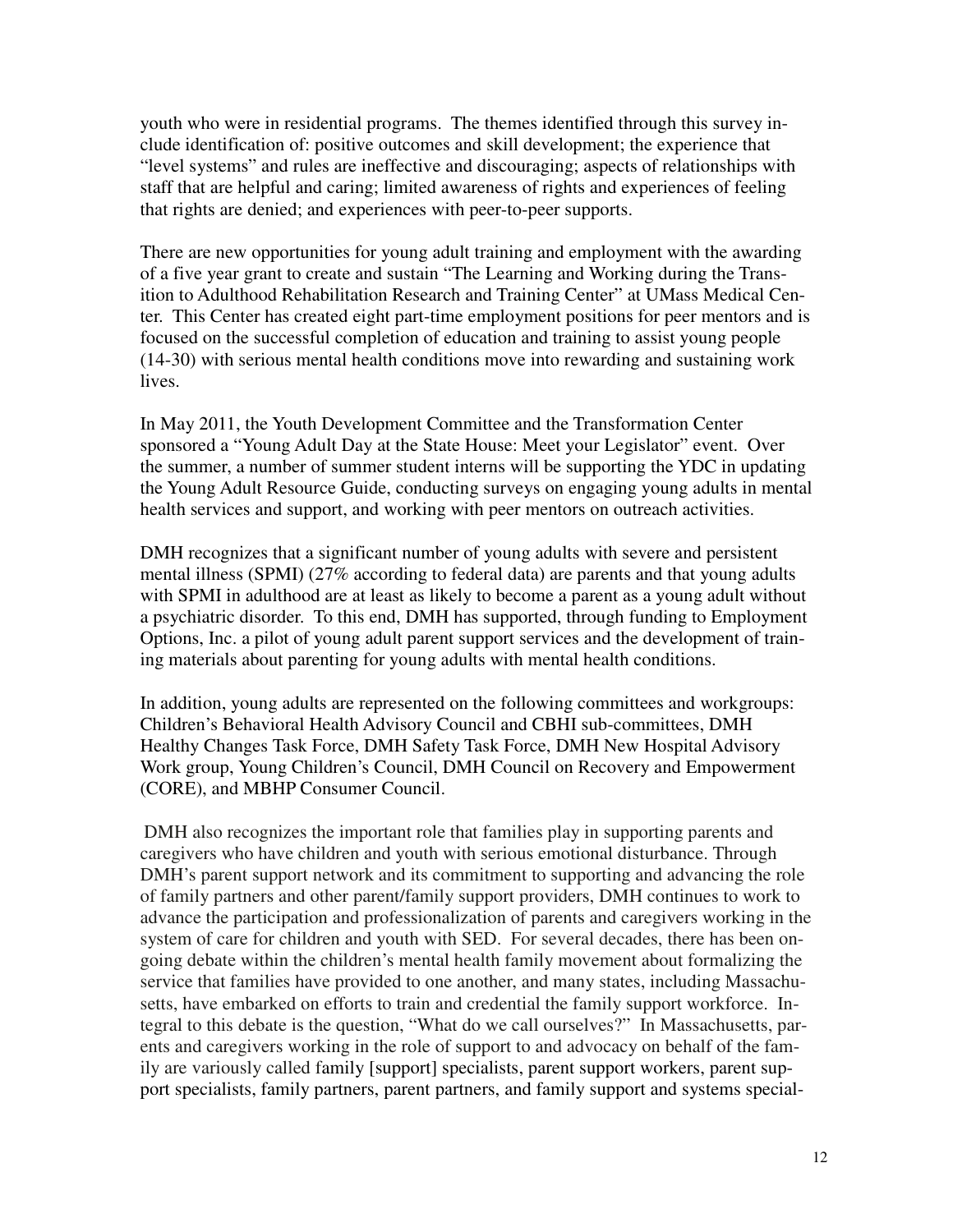youth who were in residential programs. The themes identified through this survey include identification of: positive outcomes and skill development; the experience that "level systems" and rules are ineffective and discouraging; aspects of relationships with staff that are helpful and caring; limited awareness of rights and experiences of feeling that rights are denied; and experiences with peer-to-peer supports.

There are new opportunities for young adult training and employment with the awarding of a five year grant to create and sustain "The Learning and Working during the Transition to Adulthood Rehabilitation Research and Training Center" at UMass Medical Center. This Center has created eight part-time employment positions for peer mentors and is focused on the successful completion of education and training to assist young people (14-30) with serious mental health conditions move into rewarding and sustaining work lives.

In May 2011, the Youth Development Committee and the Transformation Center sponsored a "Young Adult Day at the State House: Meet your Legislator" event. Over the summer, a number of summer student interns will be supporting the YDC in updating the Young Adult Resource Guide, conducting surveys on engaging young adults in mental health services and support, and working with peer mentors on outreach activities.

DMH recognizes that a significant number of young adults with severe and persistent mental illness (SPMI) (27% according to federal data) are parents and that young adults with SPMI in adulthood are at least as likely to become a parent as a young adult without a psychiatric disorder. To this end, DMH has supported, through funding to Employment Options, Inc. a pilot of young adult parent support services and the development of training materials about parenting for young adults with mental health conditions.

In addition, young adults are represented on the following committees and workgroups: Children's Behavioral Health Advisory Council and CBHI sub-committees, DMH Healthy Changes Task Force, DMH Safety Task Force, DMH New Hospital Advisory Work group, Young Children's Council, DMH Council on Recovery and Empowerment (CORE), and MBHP Consumer Council.

DMH also recognizes the important role that families play in supporting parents and caregivers who have children and youth with serious emotional disturbance. Through DMH's parent support network and its commitment to supporting and advancing the role of family partners and other parent/family support providers, DMH continues to work to advance the participation and professionalization of parents and caregivers working in the system of care for children and youth with SED. For several decades, there has been ongoing debate within the children's mental health family movement about formalizing the service that families have provided to one another, and many states, including Massachusetts, have embarked on efforts to train and credential the family support workforce. Integral to this debate is the question, "What do we call ourselves?" In Massachusetts, parents and caregivers working in the role of support to and advocacy on behalf of the family are variously called family [support] specialists, parent support workers, parent support specialists, family partners, parent partners, and family support and systems special-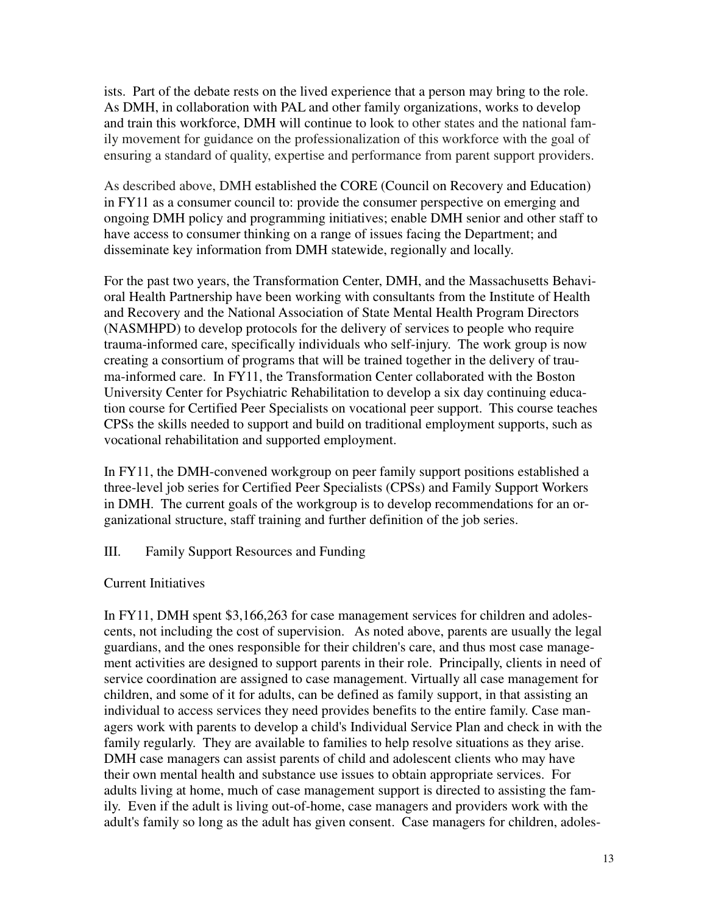ists. Part of the debate rests on the lived experience that a person may bring to the role. As DMH, in collaboration with PAL and other family organizations, works to develop and train this workforce, DMH will continue to look to other states and the national family movement for guidance on the professionalization of this workforce with the goal of ensuring a standard of quality, expertise and performance from parent support providers.

As described above, DMH established the CORE (Council on Recovery and Education) in FY11 as a consumer council to: provide the consumer perspective on emerging and ongoing DMH policy and programming initiatives; enable DMH senior and other staff to have access to consumer thinking on a range of issues facing the Department; and disseminate key information from DMH statewide, regionally and locally.

For the past two years, the Transformation Center, DMH, and the Massachusetts Behavioral Health Partnership have been working with consultants from the Institute of Health and Recovery and the National Association of State Mental Health Program Directors (NASMHPD) to develop protocols for the delivery of services to people who require trauma-informed care, specifically individuals who self-injury. The work group is now creating a consortium of programs that will be trained together in the delivery of trauma-informed care. In FY11, the Transformation Center collaborated with the Boston University Center for Psychiatric Rehabilitation to develop a six day continuing education course for Certified Peer Specialists on vocational peer support. This course teaches CPSs the skills needed to support and build on traditional employment supports, such as vocational rehabilitation and supported employment.

In FY11, the DMH-convened workgroup on peer family support positions established a three-level job series for Certified Peer Specialists (CPSs) and Family Support Workers in DMH. The current goals of the workgroup is to develop recommendations for an organizational structure, staff training and further definition of the job series.

## III. Family Support Resources and Funding

### Current Initiatives

In FY11, DMH spent $3,166,263 for case management services for children and adolescents, not including the cost of supervision. As noted above, parents are usually the legal guardians, and the ones responsible for their children's care, and thus most case management activities are designed to support parents in their role. Principally, clients in need of service coordination are assigned to case management. Virtually all case management for children, and some of it for adults, can be defined as family support, in that assisting an individual to access services they need provides benefits to the entire family. Case managers work with parents to develop a child's Individual Service Plan and check in with the family regularly. They are available to families to help resolve situations as they arise. DMH case managers can assist parents of child and adolescent clients who may have their own mental health and substance use issues to obtain appropriate services. For adults living at home, much of case management support is directed to assisting the family. Even if the adult is living out-of-home, case managers and providers work with the adult's family so long as the adult has given consent. Case managers for children, adoles-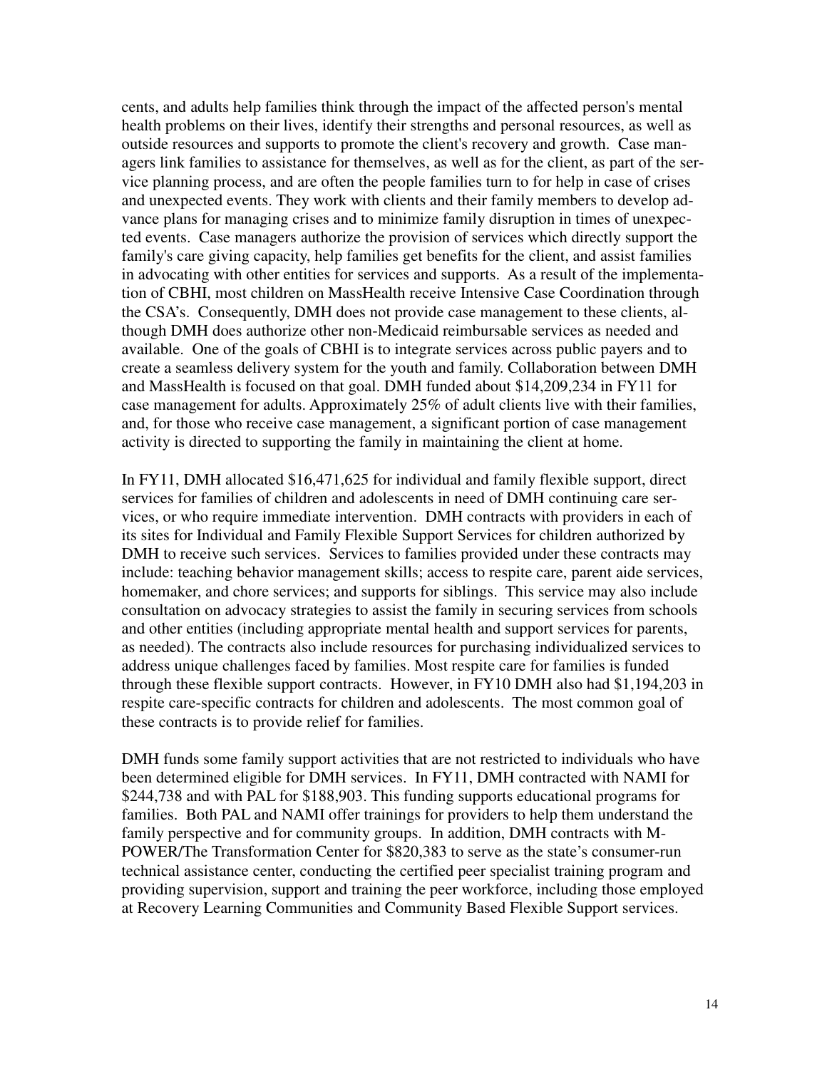cents, and adults help families think through the impact of the affected person's mental health problems on their lives, identify their strengths and personal resources, as well as outside resources and supports to promote the client's recovery and growth. Case managers link families to assistance for themselves, as well as for the client, as part of the service planning process, and are often the people families turn to for help in case of crises and unexpected events. They work with clients and their family members to develop advance plans for managing crises and to minimize family disruption in times of unexpected events. Case managers authorize the provision of services which directly support the family's care giving capacity, help families get benefits for the client, and assist families in advocating with other entities for services and supports. As a result of the implementation of CBHI, most children on MassHealth receive Intensive Case Coordination through the CSA's. Consequently, DMH does not provide case management to these clients, although DMH does authorize other non-Medicaid reimbursable services as needed and available. One of the goals of CBHI is to integrate services across public payers and to create a seamless delivery system for the youth and family. Collaboration between DMH and MassHealth is focused on that goal. DMH funded about $14,209,234 in FY11 for case management for adults. Approximately 25% of adult clients live with their families, and, for those who receive case management, a significant portion of case management activity is directed to supporting the family in maintaining the client at home.

In FY11, DMH allocated $16,471,625 for individual and family flexible support, direct services for families of children and adolescents in need of DMH continuing care services, or who require immediate intervention. DMH contracts with providers in each of its sites for Individual and Family Flexible Support Services for children authorized by DMH to receive such services. Services to families provided under these contracts may include: teaching behavior management skills; access to respite care, parent aide services, homemaker, and chore services; and supports for siblings. This service may also include consultation on advocacy strategies to assist the family in securing services from schools and other entities (including appropriate mental health and support services for parents, as needed). The contracts also include resources for purchasing individualized services to address unique challenges faced by families. Most respite care for families is funded through these flexible support contracts. However, in FY10 DMH also had $1,194,203 in respite care-specific contracts for children and adolescents. The most common goal of these contracts is to provide relief for families.

DMH funds some family support activities that are not restricted to individuals who have been determined eligible for DMH services. In FY11, DMH contracted with NAMI for $244,738 and with PAL for $188,903. This funding supports educational programs for families. Both PAL and NAMI offer trainings for providers to help them understand the family perspective and for community groups. In addition, DMH contracts with M-POWER/The Transformation Center for $820,383 to serve as the state's consumer-run technical assistance center, conducting the certified peer specialist training program and providing supervision, support and training the peer workforce, including those employed at Recovery Learning Communities and Community Based Flexible Support services.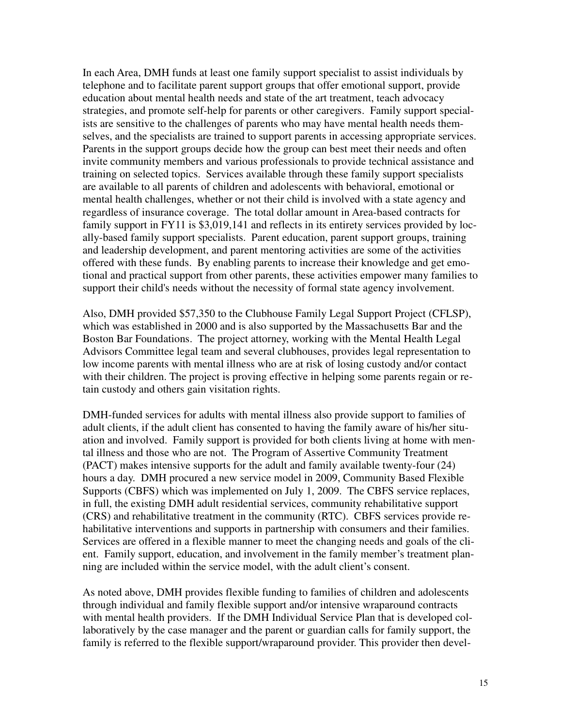In each Area, DMH funds at least one family support specialist to assist individuals by telephone and to facilitate parent support groups that offer emotional support, provide education about mental health needs and state of the art treatment, teach advocacy strategies, and promote self-help for parents or other caregivers. Family support specialists are sensitive to the challenges of parents who may have mental health needs themselves, and the specialists are trained to support parents in accessing appropriate services. Parents in the support groups decide how the group can best meet their needs and often invite community members and various professionals to provide technical assistance and training on selected topics. Services available through these family support specialists are available to all parents of children and adolescents with behavioral, emotional or mental health challenges, whether or not their child is involved with a state agency and regardless of insurance coverage. The total dollar amount in Area-based contracts for family support in FY11 is $3,019,141 and reflects in its entirety services provided by locally-based family support specialists. Parent education, parent support groups, training and leadership development, and parent mentoring activities are some of the activities offered with these funds. By enabling parents to increase their knowledge and get emotional and practical support from other parents, these activities empower many families to support their child's needs without the necessity of formal state agency involvement.

Also, DMH provided $57,350 to the Clubhouse Family Legal Support Project (CFLSP), which was established in 2000 and is also supported by the Massachusetts Bar and the Boston Bar Foundations. The project attorney, working with the Mental Health Legal Advisors Committee legal team and several clubhouses, provides legal representation to low income parents with mental illness who are at risk of losing custody and/or contact with their children. The project is proving effective in helping some parents regain or retain custody and others gain visitation rights.

DMH-funded services for adults with mental illness also provide support to families of adult clients, if the adult client has consented to having the family aware of his/her situation and involved. Family support is provided for both clients living at home with mental illness and those who are not. The Program of Assertive Community Treatment (PACT) makes intensive supports for the adult and family available twenty-four (24) hours a day. DMH procured a new service model in 2009, Community Based Flexible Supports (CBFS) which was implemented on July 1, 2009. The CBFS service replaces, in full, the existing DMH adult residential services, community rehabilitative support (CRS) and rehabilitative treatment in the community (RTC). CBFS services provide rehabilitative interventions and supports in partnership with consumers and their families. Services are offered in a flexible manner to meet the changing needs and goals of the client. Family support, education, and involvement in the family member's treatment planning are included within the service model, with the adult client's consent.

As noted above, DMH provides flexible funding to families of children and adolescents through individual and family flexible support and/or intensive wraparound contracts with mental health providers. If the DMH Individual Service Plan that is developed collaboratively by the case manager and the parent or guardian calls for family support, the family is referred to the flexible support/wraparound provider. This provider then devel-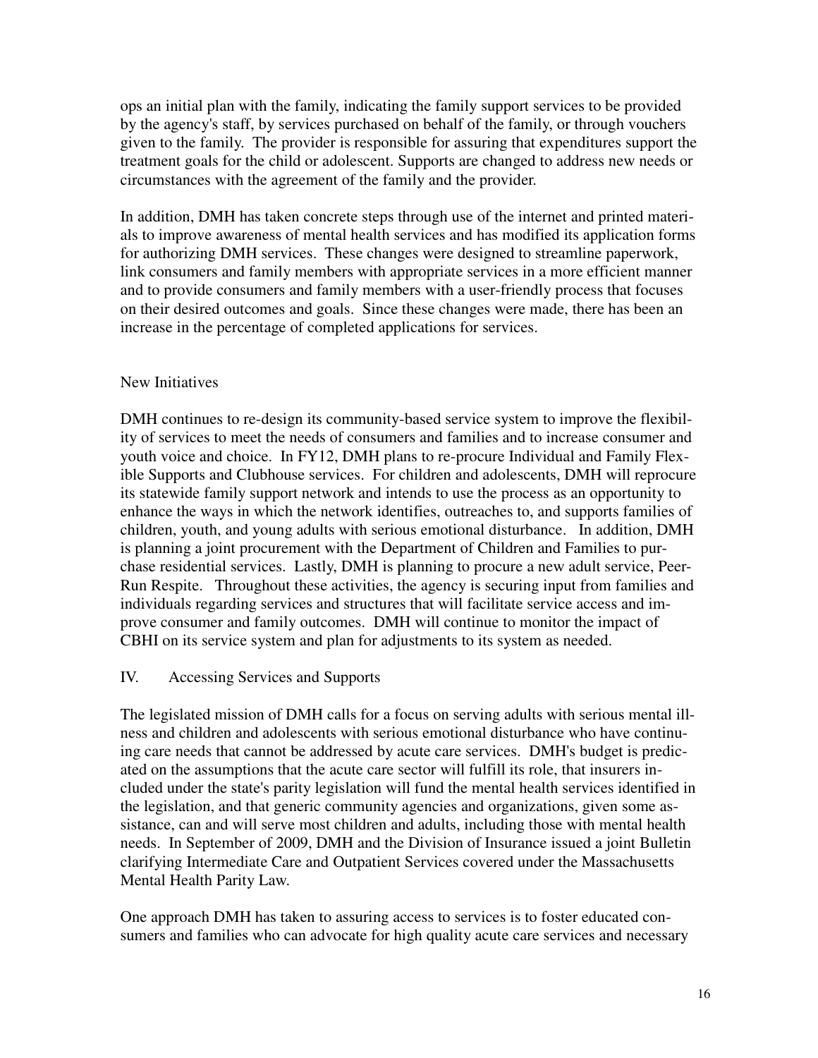ops an initial plan with the family, indicating the family support services to be provided by the agency's staff, by services purchased on behalf of the family, or through vouchers given to the family. The provider is responsible for assuring that expenditures support the treatment goals for the child or adolescent. Supports are changed to address new needs or circumstances with the agreement of the family and the provider.

In addition, DMH has taken concrete steps through use of the internet and printed materials to improve awareness of mental health services and has modified its application forms for authorizing DMH services. These changes were designed to streamline paperwork, link consumers and family members with appropriate services in a more efficient manner and to provide consumers and family members with a user-friendly process that focuses on their desired outcomes and goals. Since these changes were made, there has been an increase in the percentage of completed applications for services.

### New Initiatives

DMH continues to re-design its community-based service system to improve the flexibility of services to meet the needs of consumers and families and to increase consumer and youth voice and choice. In FY12, DMH plans to re-procure Individual and Family Flexible Supports and Clubhouse services. For children and adolescents, DMH will reprocure its statewide family support network and intends to use the process as an opportunity to enhance the ways in which the network identifies, outreaches to, and supports families of children, youth, and young adults with serious emotional disturbance. In addition, DMH is planning a joint procurement with the Department of Children and Families to purchase residential services. Lastly, DMH is planning to procure a new adult service, Peer-Run Respite. Throughout these activities, the agency is securing input from families and individuals regarding services and structures that will facilitate service access and improve consumer and family outcomes. DMH will continue to monitor the impact of CBHI on its service system and plan for adjustments to its system as needed.

## IV. Accessing Services and Supports

The legislated mission of DMH calls for a focus on serving adults with serious mental illness and children and adolescents with serious emotional disturbance who have continuing care needs that cannot be addressed by acute care services. DMH's budget is predicated on the assumptions that the acute care sector will fulfill its role, that insurers included under the state's parity legislation will fund the mental health services identified in the legislation, and that generic community agencies and organizations, given some assistance, can and will serve most children and adults, including those with mental health needs. In September of 2009, DMH and the Division of Insurance issued a joint Bulletin clarifying Intermediate Care and Outpatient Services covered under the Massachusetts Mental Health Parity Law.

One approach DMH has taken to assuring access to services is to foster educated consumers and families who can advocate for high quality acute care services and necessary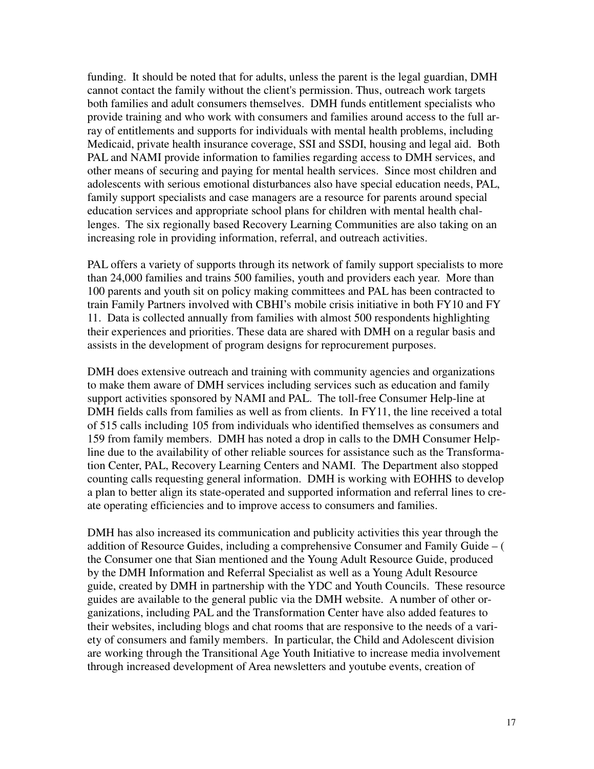funding. It should be noted that for adults, unless the parent is the legal guardian, DMH cannot contact the family without the client's permission. Thus, outreach work targets both families and adult consumers themselves. DMH funds entitlement specialists who provide training and who work with consumers and families around access to the full array of entitlements and supports for individuals with mental health problems, including Medicaid, private health insurance coverage, SSI and SSDI, housing and legal aid. Both PAL and NAMI provide information to families regarding access to DMH services, and other means of securing and paying for mental health services. Since most children and adolescents with serious emotional disturbances also have special education needs, PAL, family support specialists and case managers are a resource for parents around special education services and appropriate school plans for children with mental health challenges. The six regionally based Recovery Learning Communities are also taking on an increasing role in providing information, referral, and outreach activities.

PAL offers a variety of supports through its network of family support specialists to more than 24,000 families and trains 500 families, youth and providers each year. More than 100 parents and youth sit on policy making committees and PAL has been contracted to train Family Partners involved with CBHI's mobile crisis initiative in both FY10 and FY 11. Data is collected annually from families with almost 500 respondents highlighting their experiences and priorities. These data are shared with DMH on a regular basis and assists in the development of program designs for reprocurement purposes.

DMH does extensive outreach and training with community agencies and organizations to make them aware of DMH services including services such as education and family support activities sponsored by NAMI and PAL. The toll-free Consumer Help-line at DMH fields calls from families as well as from clients. In FY11, the line received a total of 515 calls including 105 from individuals who identified themselves as consumers and 159 from family members. DMH has noted a drop in calls to the DMH Consumer Help-line due to the availability of other reliable sources for assistance such as the Transformation Center, PAL, Recovery Learning Centers and NAMI. The Department also stopped counting calls requesting general information. DMH is working with EOHHS to develop a plan to better align its state-operated and supported information and referral lines to create operating efficiencies and to improve access to consumers and families.

DMH has also increased its communication and publicity activities this year through the addition of Resource Guides, including a comprehensive Consumer and Family Guide – ( the Consumer one that Sian mentioned and the Young Adult Resource Guide, produced by the DMH Information and Referral Specialist as well as a Young Adult Resource guide, created by DMH in partnership with the YDC and Youth Councils. These resource guides are available to the general public via the DMH website. A number of other organizations, including PAL and the Transformation Center have also added features to their websites, including blogs and chat rooms that are responsive to the needs of a variety of consumers and family members. In particular, the Child and Adolescent division are working through the Transitional Age Youth Initiative to increase media involvement through increased development of Area newsletters and youtube events, creation of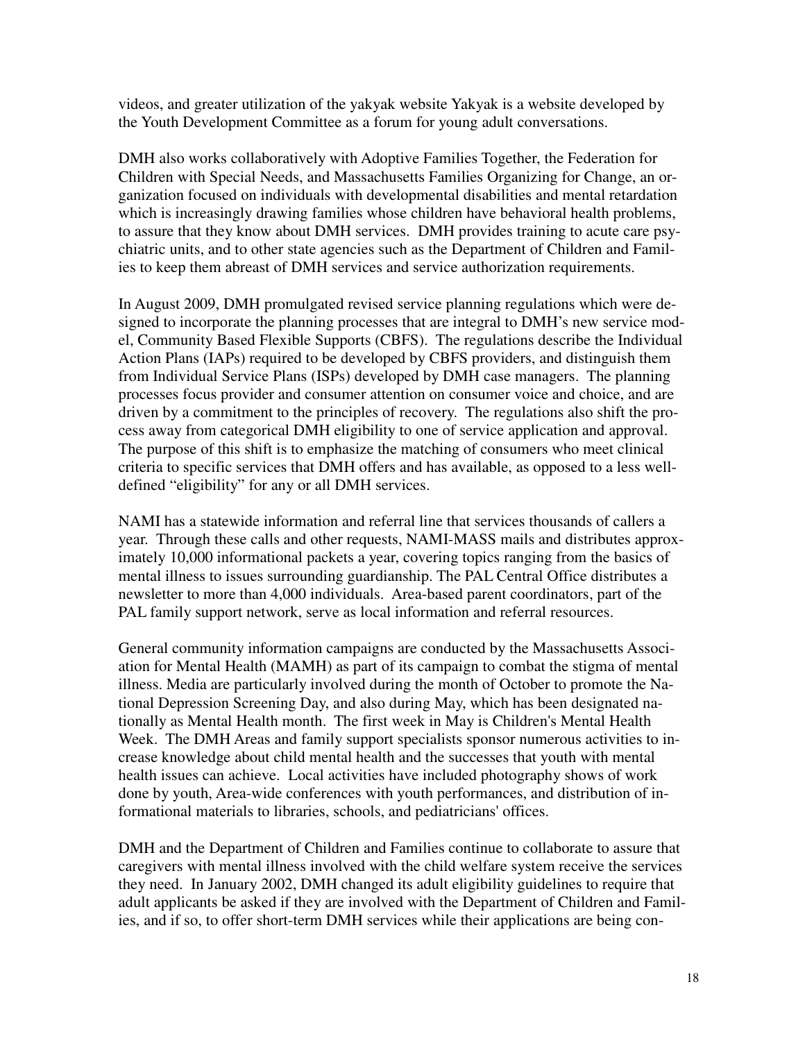videos, and greater utilization of the yakyak website Yakyak is a website developed by the Youth Development Committee as a forum for young adult conversations.

DMH also works collaboratively with Adoptive Families Together, the Federation for Children with Special Needs, and Massachusetts Families Organizing for Change, an organization focused on individuals with developmental disabilities and mental retardation which is increasingly drawing families whose children have behavioral health problems, to assure that they know about DMH services. DMH provides training to acute care psychiatric units, and to other state agencies such as the Department of Children and Families to keep them abreast of DMH services and service authorization requirements.

In August 2009, DMH promulgated revised service planning regulations which were designed to incorporate the planning processes that are integral to DMH's new service model, Community Based Flexible Supports (CBFS). The regulations describe the Individual Action Plans (IAPs) required to be developed by CBFS providers, and distinguish them from Individual Service Plans (ISPs) developed by DMH case managers. The planning processes focus provider and consumer attention on consumer voice and choice, and are driven by a commitment to the principles of recovery. The regulations also shift the process away from categorical DMH eligibility to one of service application and approval. The purpose of this shift is to emphasize the matching of consumers who meet clinical criteria to specific services that DMH offers and has available, as opposed to a less well-defined "eligibility" for any or all DMH services.

NAMI has a statewide information and referral line that services thousands of callers a year. Through these calls and other requests, NAMI-MASS mails and distributes approximately 10,000 informational packets a year, covering topics ranging from the basics of mental illness to issues surrounding guardianship. The PAL Central Office distributes a newsletter to more than 4,000 individuals. Area-based parent coordinators, part of the PAL family support network, serve as local information and referral resources.

General community information campaigns are conducted by the Massachusetts Association for Mental Health (MAMH) as part of its campaign to combat the stigma of mental illness. Media are particularly involved during the month of October to promote the National Depression Screening Day, and also during May, which has been designated nationally as Mental Health month. The first week in May is Children's Mental Health Week. The DMH Areas and family support specialists sponsor numerous activities to increase knowledge about child mental health and the successes that youth with mental health issues can achieve. Local activities have included photography shows of work done by youth, Area-wide conferences with youth performances, and distribution of informational materials to libraries, schools, and pediatricians' offices.

DMH and the Department of Children and Families continue to collaborate to assure that caregivers with mental illness involved with the child welfare system receive the services they need. In January 2002, DMH changed its adult eligibility guidelines to require that adult applicants be asked if they are involved with the Department of Children and Families, and if so, to offer short-term DMH services while their applications are being con-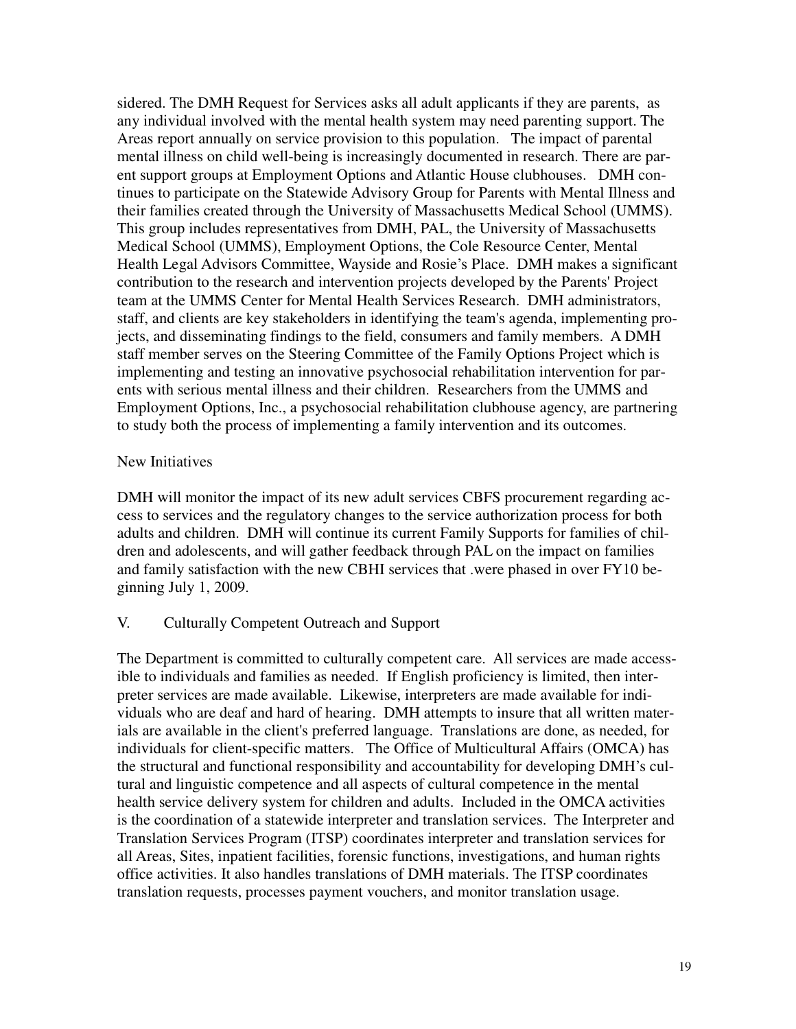sidered. The DMH Request for Services asks all adult applicants if they are parents, as any individual involved with the mental health system may need parenting support. The Areas report annually on service provision to this population. The impact of parental mental illness on child well-being is increasingly documented in research. There are parent support groups at Employment Options and Atlantic House clubhouses. DMH continues to participate on the Statewide Advisory Group for Parents with Mental Illness and their families created through the University of Massachusetts Medical School (UMMS). This group includes representatives from DMH, PAL, the University of Massachusetts Medical School (UMMS), Employment Options, the Cole Resource Center, Mental Health Legal Advisors Committee, Wayside and Rosie's Place. DMH makes a significant contribution to the research and intervention projects developed by the Parents' Project team at the UMMS Center for Mental Health Services Research. DMH administrators, staff, and clients are key stakeholders in identifying the team's agenda, implementing projects, and disseminating findings to the field, consumers and family members. A DMH staff member serves on the Steering Committee of the Family Options Project which is implementing and testing an innovative psychosocial rehabilitation intervention for parents with serious mental illness and their children. Researchers from the UMMS and Employment Options, Inc., a psychosocial rehabilitation clubhouse agency, are partnering to study both the process of implementing a family intervention and its outcomes.

New Initiatives

DMH will monitor the impact of its new adult services CBFS procurement regarding access to services and the regulatory changes to the service authorization process for both adults and children. DMH will continue its current Family Supports for families of children and adolescents, and will gather feedback through PAL on the impact on families and family satisfaction with the new CBHI services that .were phased in over FY10 beginning July 1, 2009.

## V. Culturally Competent Outreach and Support

The Department is committed to culturally competent care. All services are made accessible to individuals and families as needed. If English proficiency is limited, then interpreter services are made available. Likewise, interpreters are made available for individuals who are deaf and hard of hearing. DMH attempts to insure that all written materials are available in the client's preferred language. Translations are done, as needed, for individuals for client-specific matters. The Office of Multicultural Affairs (OMCA) has the structural and functional responsibility and accountability for developing DMH's cultural and linguistic competence and all aspects of cultural competence in the mental health service delivery system for children and adults. Included in the OMCA activities is the coordination of a statewide interpreter and translation services. The Interpreter and Translation Services Program (ITSP) coordinates interpreter and translation services for all Areas, Sites, inpatient facilities, forensic functions, investigations, and human rights office activities. It also handles translations of DMH materials. The ITSP coordinates translation requests, processes payment vouchers, and monitor translation usage.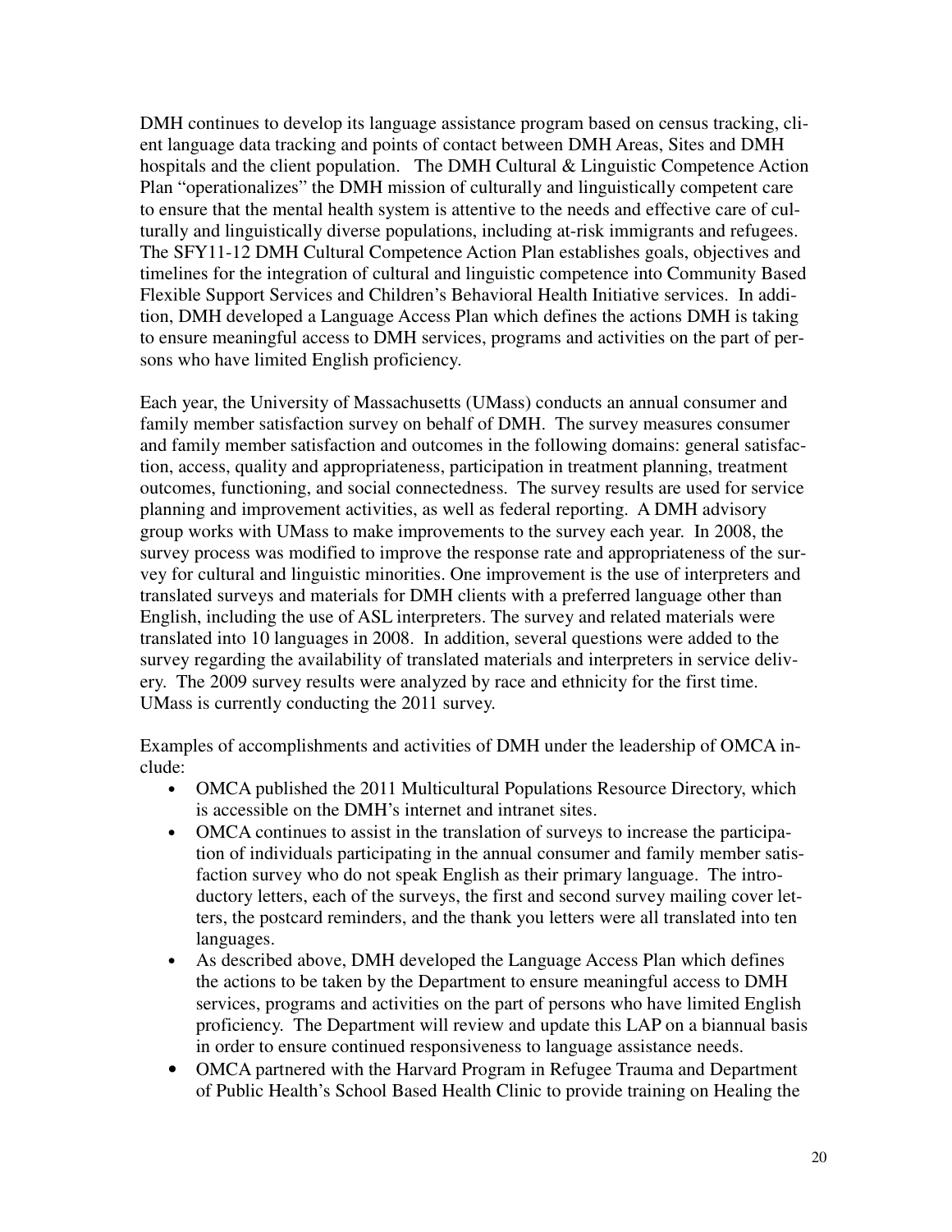DMH continues to develop its language assistance program based on census tracking, client language data tracking and points of contact between DMH Areas, Sites and DMH hospitals and the client population. The DMH Cultural & Linguistic Competence Action Plan "operationalizes" the DMH mission of culturally and linguistically competent care to ensure that the mental health system is attentive to the needs and effective care of culturally and linguistically diverse populations, including at-risk immigrants and refugees. The SFY11-12 DMH Cultural Competence Action Plan establishes goals, objectives and timelines for the integration of cultural and linguistic competence into Community Based Flexible Support Services and Children's Behavioral Health Initiative services. In addition, DMH developed a Language Access Plan which defines the actions DMH is taking to ensure meaningful access to DMH services, programs and activities on the part of persons who have limited English proficiency.

Each year, the University of Massachusetts (UMass) conducts an annual consumer and family member satisfaction survey on behalf of DMH. The survey measures consumer and family member satisfaction and outcomes in the following domains: general satisfaction, access, quality and appropriateness, participation in treatment planning, treatment outcomes, functioning, and social connectedness. The survey results are used for service planning and improvement activities, as well as federal reporting. A DMH advisory group works with UMass to make improvements to the survey each year. In 2008, the survey process was modified to improve the response rate and appropriateness of the survey for cultural and linguistic minorities. One improvement is the use of interpreters and translated surveys and materials for DMH clients with a preferred language other than English, including the use of ASL interpreters. The survey and related materials were translated into 10 languages in 2008. In addition, several questions were added to the survey regarding the availability of translated materials and interpreters in service delivery. The 2009 survey results were analyzed by race and ethnicity for the first time. UMass is currently conducting the 2011 survey.

Examples of accomplishments and activities of DMH under the leadership of OMCA include:

- OMCA published the 2011 Multicultural Populations Resource Directory, which is accessible on the DMH's internet and intranet sites.
- OMCA continues to assist in the translation of surveys to increase the participation of individuals participating in the annual consumer and family member satisfaction survey who do not speak English as their primary language. The introductory letters, each of the surveys, the first and second survey mailing cover letters, the postcard reminders, and the thank you letters were all translated into ten languages.
- As described above, DMH developed the Language Access Plan which defines the actions to be taken by the Department to ensure meaningful access to DMH services, programs and activities on the part of persons who have limited English proficiency. The Department will review and update this LAP on a biannual basis in order to ensure continued responsiveness to language assistance needs.
- OMCA partnered with the Harvard Program in Refugee Trauma and Department of Public Health's School Based Health Clinic to provide training on Healing the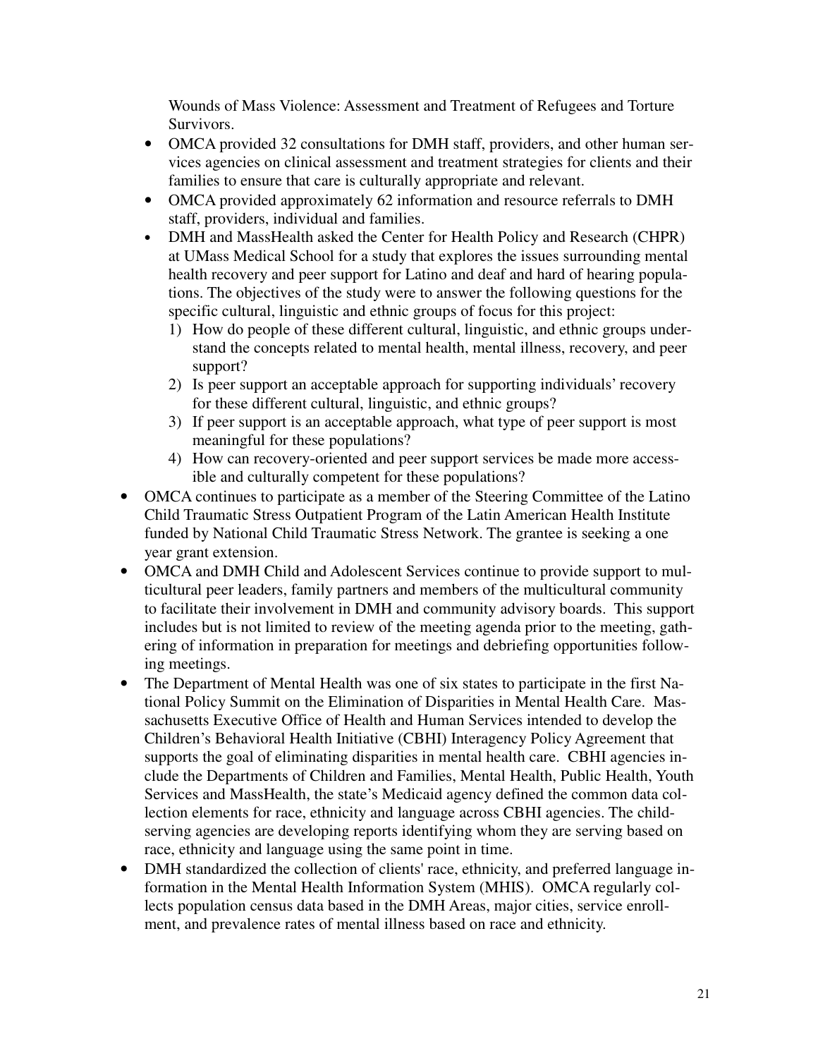Wounds of Mass Violence: Assessment and Treatment of Refugees and Torture Survivors.

- OMCA provided 32 consultations for DMH staff, providers, and other human services agencies on clinical assessment and treatment strategies for clients and their families to ensure that care is culturally appropriate and relevant.
- OMCA provided approximately 62 information and resource referrals to DMH staff, providers, individual and families.
- DMH and MassHealth asked the Center for Health Policy and Research (CHPR) at UMass Medical School for a study that explores the issues surrounding mental health recovery and peer support for Latino and deaf and hard of hearing populations. The objectives of the study were to answer the following questions for the specific cultural, linguistic and ethnic groups of focus for this project:
  1) How do people of these different cultural, linguistic, and ethnic groups understand the concepts related to mental health, mental illness, recovery, and peer support?
  2) Is peer support an acceptable approach for supporting individuals' recovery for these different cultural, linguistic, and ethnic groups?
  3) If peer support is an acceptable approach, what type of peer support is most meaningful for these populations?
  4) How can recovery-oriented and peer support services be made more accessible and culturally competent for these populations?

- OMCA continues to participate as a member of the Steering Committee of the Latino Child Traumatic Stress Outpatient Program of the Latin American Health Institute funded by National Child Traumatic Stress Network. The grantee is seeking a one year grant extension.
- OMCA and DMH Child and Adolescent Services continue to provide support to multicultural peer leaders, family partners and members of the multicultural community to facilitate their involvement in DMH and community advisory boards. This support includes but is not limited to review of the meeting agenda prior to the meeting, gathering of information in preparation for meetings and debriefing opportunities following meetings.
- The Department of Mental Health was one of six states to participate in the first National Policy Summit on the Elimination of Disparities in Mental Health Care. Massachusetts Executive Office of Health and Human Services intended to develop the Children's Behavioral Health Initiative (CBHI) Interagency Policy Agreement that supports the goal of eliminating disparities in mental health care. CBHI agencies include the Departments of Children and Families, Mental Health, Public Health, Youth Services and MassHealth, the state's Medicaid agency defined the common data collection elements for race, ethnicity and language across CBHI agencies. The child-serving agencies are developing reports identifying whom they are serving based on race, ethnicity and language using the same point in time.
- DMH standardized the collection of clients' race, ethnicity, and preferred language information in the Mental Health Information System (MHIS). OMCA regularly collects population census data based in the DMH Areas, major cities, service enrollment, and prevalence rates of mental illness based on race and ethnicity.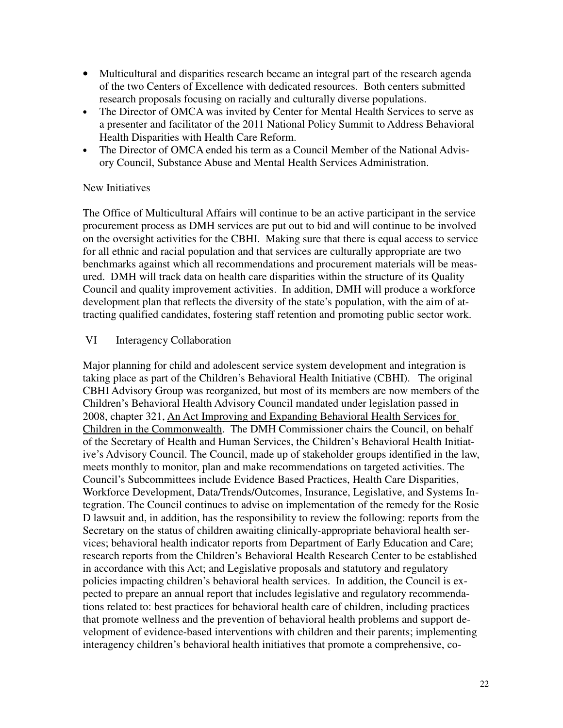- Multicultural and disparities research became an integral part of the research agenda of the two Centers of Excellence with dedicated resources. Both centers submitted research proposals focusing on racially and culturally diverse populations.
- The Director of OMCA was invited by Center for Mental Health Services to serve as a presenter and facilitator of the 2011 National Policy Summit to Address Behavioral Health Disparities with Health Care Reform.
- The Director of OMCA ended his term as a Council Member of the National Advisory Council, Substance Abuse and Mental Health Services Administration.

New Initiatives

The Office of Multicultural Affairs will continue to be an active participant in the service procurement process as DMH services are put out to bid and will continue to be involved on the oversight activities for the CBHI. Making sure that there is equal access to service for all ethnic and racial population and that services are culturally appropriate are two benchmarks against which all recommendations and procurement materials will be measured. DMH will track data on health care disparities within the structure of its Quality Council and quality improvement activities. In addition, DMH will produce a workforce development plan that reflects the diversity of the state's population, with the aim of attracting qualified candidates, fostering staff retention and promoting public sector work.

## VI Interagency Collaboration

Major planning for child and adolescent service system development and integration is taking place as part of the Children's Behavioral Health Initiative (CBHI). The original CBHI Advisory Group was reorganized, but most of its members are now members of the Children's Behavioral Health Advisory Council mandated under legislation passed in 2008, chapter 321, An Act Improving and Expanding Behavioral Health Services for Children in the Commonwealth. The DMH Commissioner chairs the Council, on behalf of the Secretary of Health and Human Services, the Children's Behavioral Health Initiative's Advisory Council. The Council, made up of stakeholder groups identified in the law, meets monthly to monitor, plan and make recommendations on targeted activities. The Council's Subcommittees include Evidence Based Practices, Health Care Disparities, Workforce Development, Data/Trends/Outcomes, Insurance, Legislative, and Systems Integration. The Council continues to advise on implementation of the remedy for the Rosie D lawsuit and, in addition, has the responsibility to review the following: reports from the Secretary on the status of children awaiting clinically-appropriate behavioral health services; behavioral health indicator reports from Department of Early Education and Care; research reports from the Children's Behavioral Health Research Center to be established in accordance with this Act; and Legislative proposals and statutory and regulatory policies impacting children's behavioral health services. In addition, the Council is expected to prepare an annual report that includes legislative and regulatory recommendations related to: best practices for behavioral health care of children, including practices that promote wellness and the prevention of behavioral health problems and support development of evidence-based interventions with children and their parents; implementing interagency children's behavioral health initiatives that promote a comprehensive, co-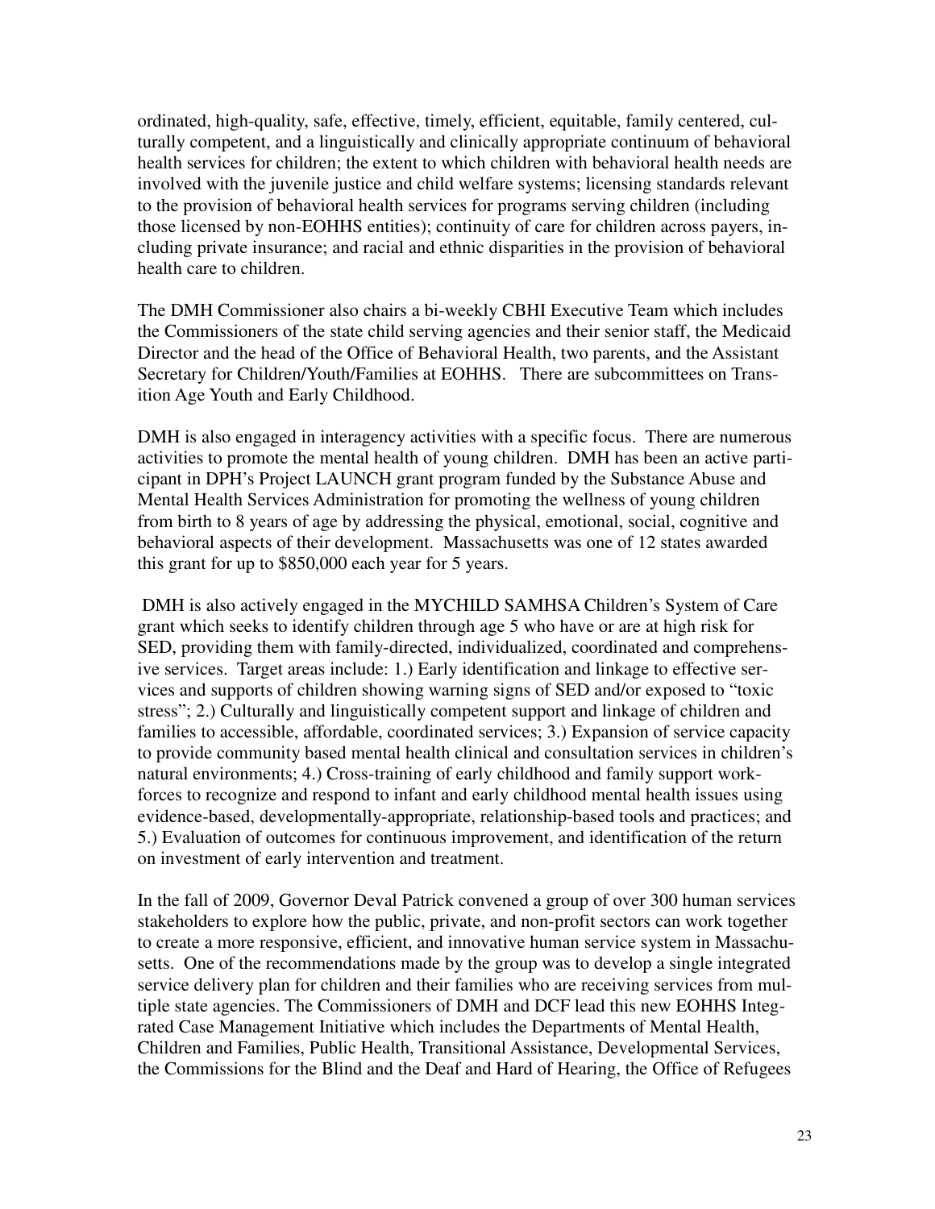ordinated, high-quality, safe, effective, timely, efficient, equitable, family centered, culturally competent, and a linguistically and clinically appropriate continuum of behavioral health services for children; the extent to which children with behavioral health needs are involved with the juvenile justice and child welfare systems; licensing standards relevant to the provision of behavioral health services for programs serving children (including those licensed by non-EOHHS entities); continuity of care for children across payers, including private insurance; and racial and ethnic disparities in the provision of behavioral health care to children.

The DMH Commissioner also chairs a bi-weekly CBHI Executive Team which includes the Commissioners of the state child serving agencies and their senior staff, the Medicaid Director and the head of the Office of Behavioral Health, two parents, and the Assistant Secretary for Children/Youth/Families at EOHHS. There are subcommittees on Transition Age Youth and Early Childhood.

DMH is also engaged in interagency activities with a specific focus. There are numerous activities to promote the mental health of young children. DMH has been an active participant in DPH's Project LAUNCH grant program funded by the Substance Abuse and Mental Health Services Administration for promoting the wellness of young children from birth to 8 years of age by addressing the physical, emotional, social, cognitive and behavioral aspects of their development. Massachusetts was one of 12 states awarded this grant for up to $850,000 each year for 5 years.

DMH is also actively engaged in the MYCHILD SAMHSA Children's System of Care grant which seeks to identify children through age 5 who have or are at high risk for SED, providing them with family-directed, individualized, coordinated and comprehensive services. Target areas include: 1.) Early identification and linkage to effective services and supports of children showing warning signs of SED and/or exposed to "toxic stress"; 2.) Culturally and linguistically competent support and linkage of children and families to accessible, affordable, coordinated services; 3.) Expansion of service capacity to provide community based mental health clinical and consultation services in children's natural environments; 4.) Cross-training of early childhood and family support workforces to recognize and respond to infant and early childhood mental health issues using evidence-based, developmentally-appropriate, relationship-based tools and practices; and 5.) Evaluation of outcomes for continuous improvement, and identification of the return on investment of early intervention and treatment.

In the fall of 2009, Governor Deval Patrick convened a group of over 300 human services stakeholders to explore how the public, private, and non-profit sectors can work together to create a more responsive, efficient, and innovative human service system in Massachusetts. One of the recommendations made by the group was to develop a single integrated service delivery plan for children and their families who are receiving services from multiple state agencies. The Commissioners of DMH and DCF lead this new EOHHS Integrated Case Management Initiative which includes the Departments of Mental Health, Children and Families, Public Health, Transitional Assistance, Developmental Services, the Commissions for the Blind and the Deaf and Hard of Hearing, the Office of Refugees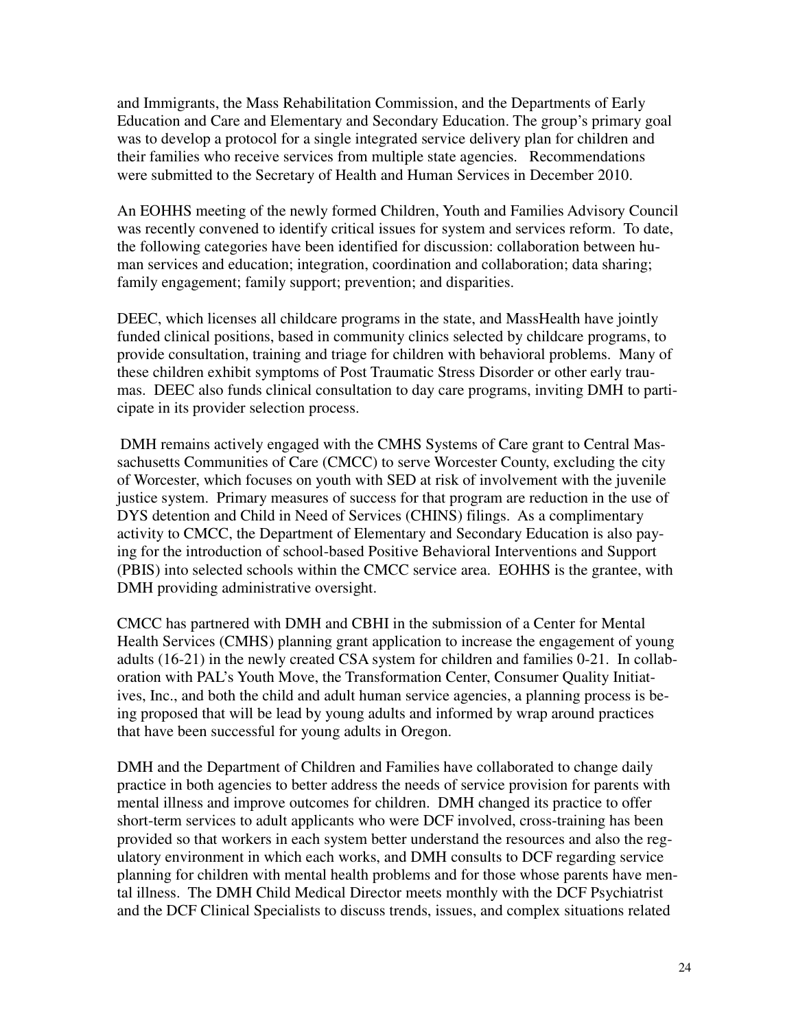and Immigrants, the Mass Rehabilitation Commission, and the Departments of Early Education and Care and Elementary and Secondary Education. The group's primary goal was to develop a protocol for a single integrated service delivery plan for children and their families who receive services from multiple state agencies. Recommendations were submitted to the Secretary of Health and Human Services in December 2010.

An EOHHS meeting of the newly formed Children, Youth and Families Advisory Council was recently convened to identify critical issues for system and services reform. To date, the following categories have been identified for discussion: collaboration between human services and education; integration, coordination and collaboration; data sharing; family engagement; family support; prevention; and disparities.

DEEC, which licenses all childcare programs in the state, and MassHealth have jointly funded clinical positions, based in community clinics selected by childcare programs, to provide consultation, training and triage for children with behavioral problems. Many of these children exhibit symptoms of Post Traumatic Stress Disorder or other early traumas. DEEC also funds clinical consultation to day care programs, inviting DMH to participate in its provider selection process.

DMH remains actively engaged with the CMHS Systems of Care grant to Central Massachusetts Communities of Care (CMCC) to serve Worcester County, excluding the city of Worcester, which focuses on youth with SED at risk of involvement with the juvenile justice system. Primary measures of success for that program are reduction in the use of DYS detention and Child in Need of Services (CHINS) filings. As a complimentary activity to CMCC, the Department of Elementary and Secondary Education is also paying for the introduction of school-based Positive Behavioral Interventions and Support (PBIS) into selected schools within the CMCC service area. EOHHS is the grantee, with DMH providing administrative oversight.

CMCC has partnered with DMH and CBHI in the submission of a Center for Mental Health Services (CMHS) planning grant application to increase the engagement of young adults (16-21) in the newly created CSA system for children and families 0-21. In collaboration with PAL's Youth Move, the Transformation Center, Consumer Quality Initiatives, Inc., and both the child and adult human service agencies, a planning process is being proposed that will be lead by young adults and informed by wrap around practices that have been successful for young adults in Oregon.

DMH and the Department of Children and Families have collaborated to change daily practice in both agencies to better address the needs of service provision for parents with mental illness and improve outcomes for children. DMH changed its practice to offer short-term services to adult applicants who were DCF involved, cross-training has been provided so that workers in each system better understand the resources and also the regulatory environment in which each works, and DMH consults to DCF regarding service planning for children with mental health problems and for those whose parents have mental illness. The DMH Child Medical Director meets monthly with the DCF Psychiatrist and the DCF Clinical Specialists to discuss trends, issues, and complex situations related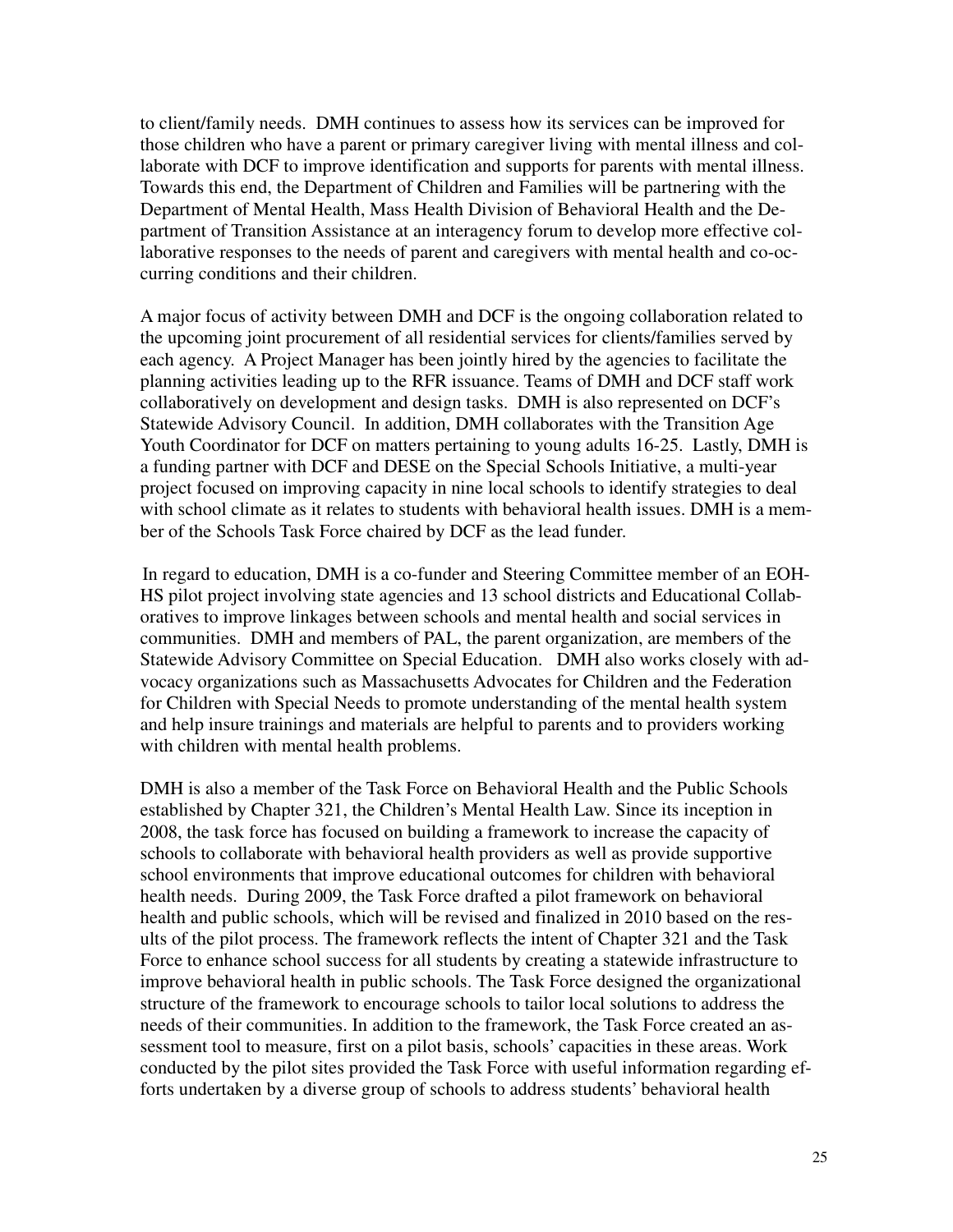to client/family needs. DMH continues to assess how its services can be improved for those children who have a parent or primary caregiver living with mental illness and collaborate with DCF to improve identification and supports for parents with mental illness. Towards this end, the Department of Children and Families will be partnering with the Department of Mental Health, Mass Health Division of Behavioral Health and the Department of Transition Assistance at an interagency forum to develop more effective collaborative responses to the needs of parent and caregivers with mental health and co-occurring conditions and their children.

A major focus of activity between DMH and DCF is the ongoing collaboration related to the upcoming joint procurement of all residential services for clients/families served by each agency. A Project Manager has been jointly hired by the agencies to facilitate the planning activities leading up to the RFR issuance. Teams of DMH and DCF staff work collaboratively on development and design tasks. DMH is also represented on DCF's Statewide Advisory Council. In addition, DMH collaborates with the Transition Age Youth Coordinator for DCF on matters pertaining to young adults 16-25. Lastly, DMH is a funding partner with DCF and DESE on the Special Schools Initiative, a multi-year project focused on improving capacity in nine local schools to identify strategies to deal with school climate as it relates to students with behavioral health issues. DMH is a member of the Schools Task Force chaired by DCF as the lead funder.

In regard to education, DMH is a co-funder and Steering Committee member of an EOHHS pilot project involving state agencies and 13 school districts and Educational Collaboratives to improve linkages between schools and mental health and social services in communities. DMH and members of PAL, the parent organization, are members of the Statewide Advisory Committee on Special Education. DMH also works closely with advocacy organizations such as Massachusetts Advocates for Children and the Federation for Children with Special Needs to promote understanding of the mental health system and help insure trainings and materials are helpful to parents and to providers working with children with mental health problems.

DMH is also a member of the Task Force on Behavioral Health and the Public Schools established by Chapter 321, the Children's Mental Health Law. Since its inception in 2008, the task force has focused on building a framework to increase the capacity of schools to collaborate with behavioral health providers as well as provide supportive school environments that improve educational outcomes for children with behavioral health needs. During 2009, the Task Force drafted a pilot framework on behavioral health and public schools, which will be revised and finalized in 2010 based on the results of the pilot process. The framework reflects the intent of Chapter 321 and the Task Force to enhance school success for all students by creating a statewide infrastructure to improve behavioral health in public schools. The Task Force designed the organizational structure of the framework to encourage schools to tailor local solutions to address the needs of their communities. In addition to the framework, the Task Force created an assessment tool to measure, first on a pilot basis, schools' capacities in these areas. Work conducted by the pilot sites provided the Task Force with useful information regarding efforts undertaken by a diverse group of schools to address students' behavioral health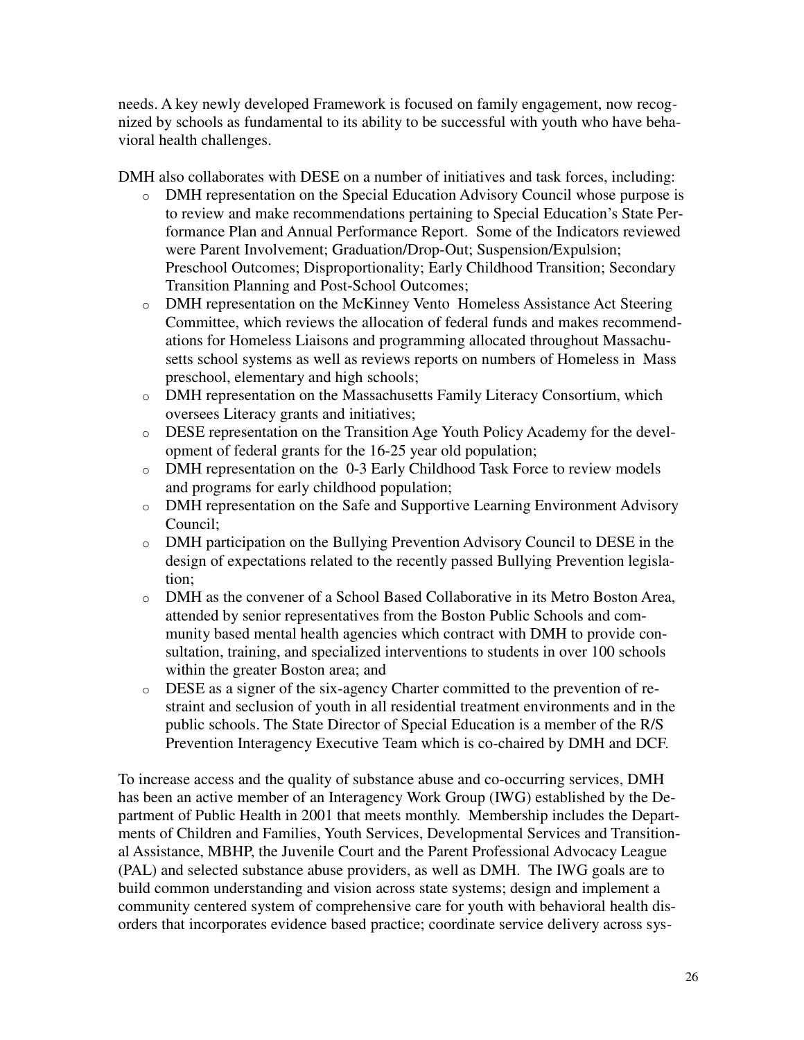needs. A key newly developed Framework is focused on family engagement, now recognized by schools as fundamental to its ability to be successful with youth who have behavioral health challenges.

DMH also collaborates with DESE on a number of initiatives and task forces, including:

- DMH representation on the Special Education Advisory Council whose purpose is to review and make recommendations pertaining to Special Education's State Performance Plan and Annual Performance Report. Some of the Indicators reviewed were Parent Involvement; Graduation/Drop-Out; Suspension/Expulsion; Preschool Outcomes; Disproportionality; Early Childhood Transition; Secondary Transition Planning and Post-School Outcomes;
- DMH representation on the McKinney Vento Homeless Assistance Act Steering Committee, which reviews the allocation of federal funds and makes recommendations for Homeless Liaisons and programming allocated throughout Massachusetts school systems as well as reviews reports on numbers of Homeless in Mass preschool, elementary and high schools;
- DMH representation on the Massachusetts Family Literacy Consortium, which oversees Literacy grants and initiatives;
- DESE representation on the Transition Age Youth Policy Academy for the development of federal grants for the 16-25 year old population;
- DMH representation on the 0-3 Early Childhood Task Force to review models and programs for early childhood population;
- DMH representation on the Safe and Supportive Learning Environment Advisory Council;
- DMH participation on the Bullying Prevention Advisory Council to DESE in the design of expectations related to the recently passed Bullying Prevention legislation;
- DMH as the convener of a School Based Collaborative in its Metro Boston Area, attended by senior representatives from the Boston Public Schools and community based mental health agencies which contract with DMH to provide consultation, training, and specialized interventions to students in over 100 schools within the greater Boston area; and
- DESE as a signer of the six-agency Charter committed to the prevention of restraint and seclusion of youth in all residential treatment environments and in the public schools. The State Director of Special Education is a member of the R/S Prevention Interagency Executive Team which is co-chaired by DMH and DCF.

To increase access and the quality of substance abuse and co-occurring services, DMH has been an active member of an Interagency Work Group (IWG) established by the Department of Public Health in 2001 that meets monthly. Membership includes the Departments of Children and Families, Youth Services, Developmental Services and Transitional Assistance, MBHP, the Juvenile Court and the Parent Professional Advocacy League (PAL) and selected substance abuse providers, as well as DMH. The IWG goals are to build common understanding and vision across state systems; design and implement a community centered system of comprehensive care for youth with behavioral health disorders that incorporates evidence based practice; coordinate service delivery across sys-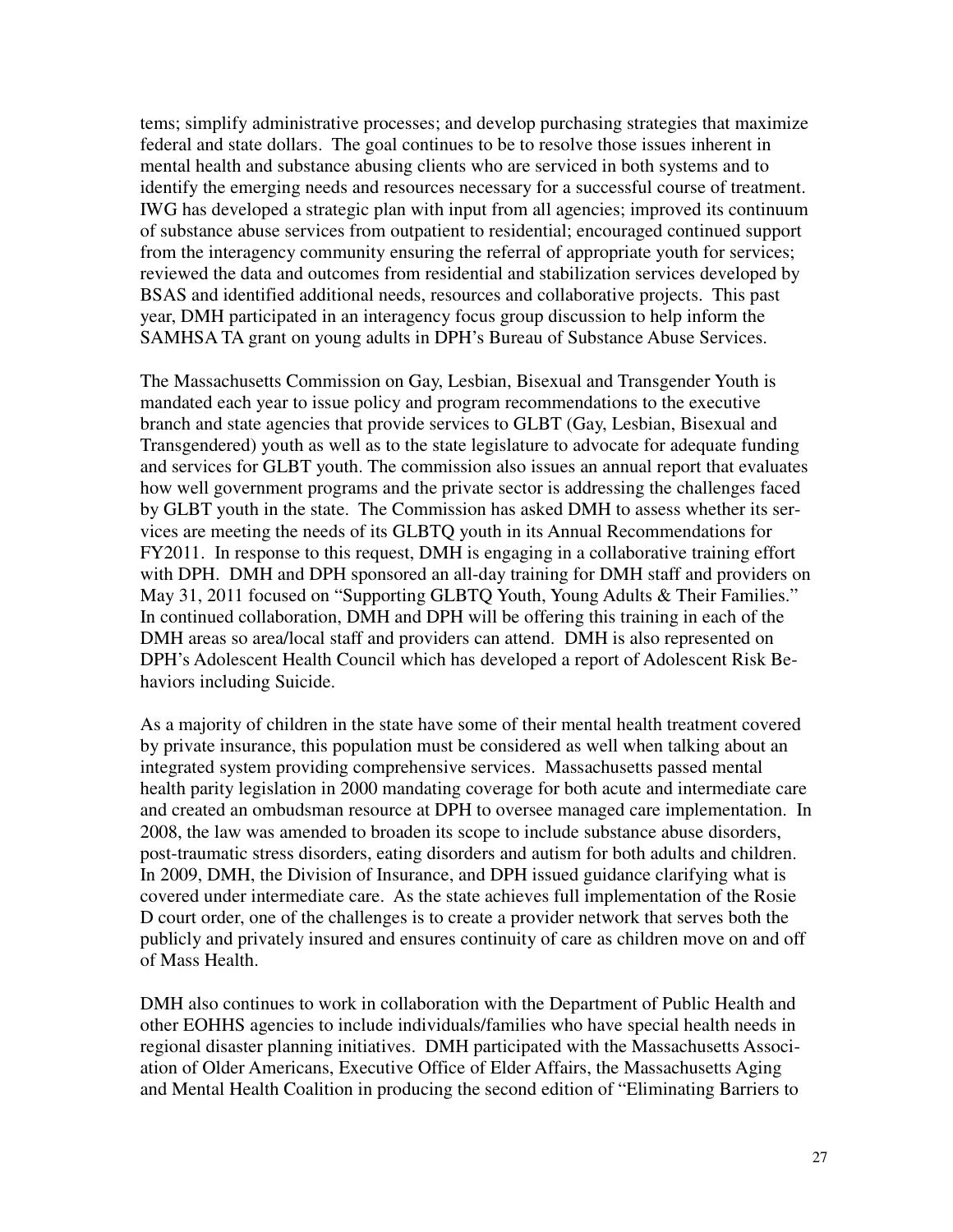tems; simplify administrative processes; and develop purchasing strategies that maximize federal and state dollars. The goal continues to be to resolve those issues inherent in mental health and substance abusing clients who are serviced in both systems and to identify the emerging needs and resources necessary for a successful course of treatment. IWG has developed a strategic plan with input from all agencies; improved its continuum of substance abuse services from outpatient to residential; encouraged continued support from the interagency community ensuring the referral of appropriate youth for services; reviewed the data and outcomes from residential and stabilization services developed by BSAS and identified additional needs, resources and collaborative projects. This past year, DMH participated in an interagency focus group discussion to help inform the SAMHSA TA grant on young adults in DPH's Bureau of Substance Abuse Services.

The Massachusetts Commission on Gay, Lesbian, Bisexual and Transgender Youth is mandated each year to issue policy and program recommendations to the executive branch and state agencies that provide services to GLBT (Gay, Lesbian, Bisexual and Transgendered) youth as well as to the state legislature to advocate for adequate funding and services for GLBT youth. The commission also issues an annual report that evaluates how well government programs and the private sector is addressing the challenges faced by GLBT youth in the state. The Commission has asked DMH to assess whether its services are meeting the needs of its GLBTQ youth in its Annual Recommendations for FY2011. In response to this request, DMH is engaging in a collaborative training effort with DPH. DMH and DPH sponsored an all-day training for DMH staff and providers on May 31, 2011 focused on "Supporting GLBTQ Youth, Young Adults & Their Families." In continued collaboration, DMH and DPH will be offering this training in each of the DMH areas so area/local staff and providers can attend. DMH is also represented on DPH's Adolescent Health Council which has developed a report of Adolescent Risk Behaviors including Suicide.

As a majority of children in the state have some of their mental health treatment covered by private insurance, this population must be considered as well when talking about an integrated system providing comprehensive services. Massachusetts passed mental health parity legislation in 2000 mandating coverage for both acute and intermediate care and created an ombudsman resource at DPH to oversee managed care implementation. In 2008, the law was amended to broaden its scope to include substance abuse disorders, post-traumatic stress disorders, eating disorders and autism for both adults and children. In 2009, DMH, the Division of Insurance, and DPH issued guidance clarifying what is covered under intermediate care. As the state achieves full implementation of the Rosie D court order, one of the challenges is to create a provider network that serves both the publicly and privately insured and ensures continuity of care as children move on and off of Mass Health.

DMH also continues to work in collaboration with the Department of Public Health and other EOHHS agencies to include individuals/families who have special health needs in regional disaster planning initiatives. DMH participated with the Massachusetts Association of Older Americans, Executive Office of Elder Affairs, the Massachusetts Aging and Mental Health Coalition in producing the second edition of "Eliminating Barriers to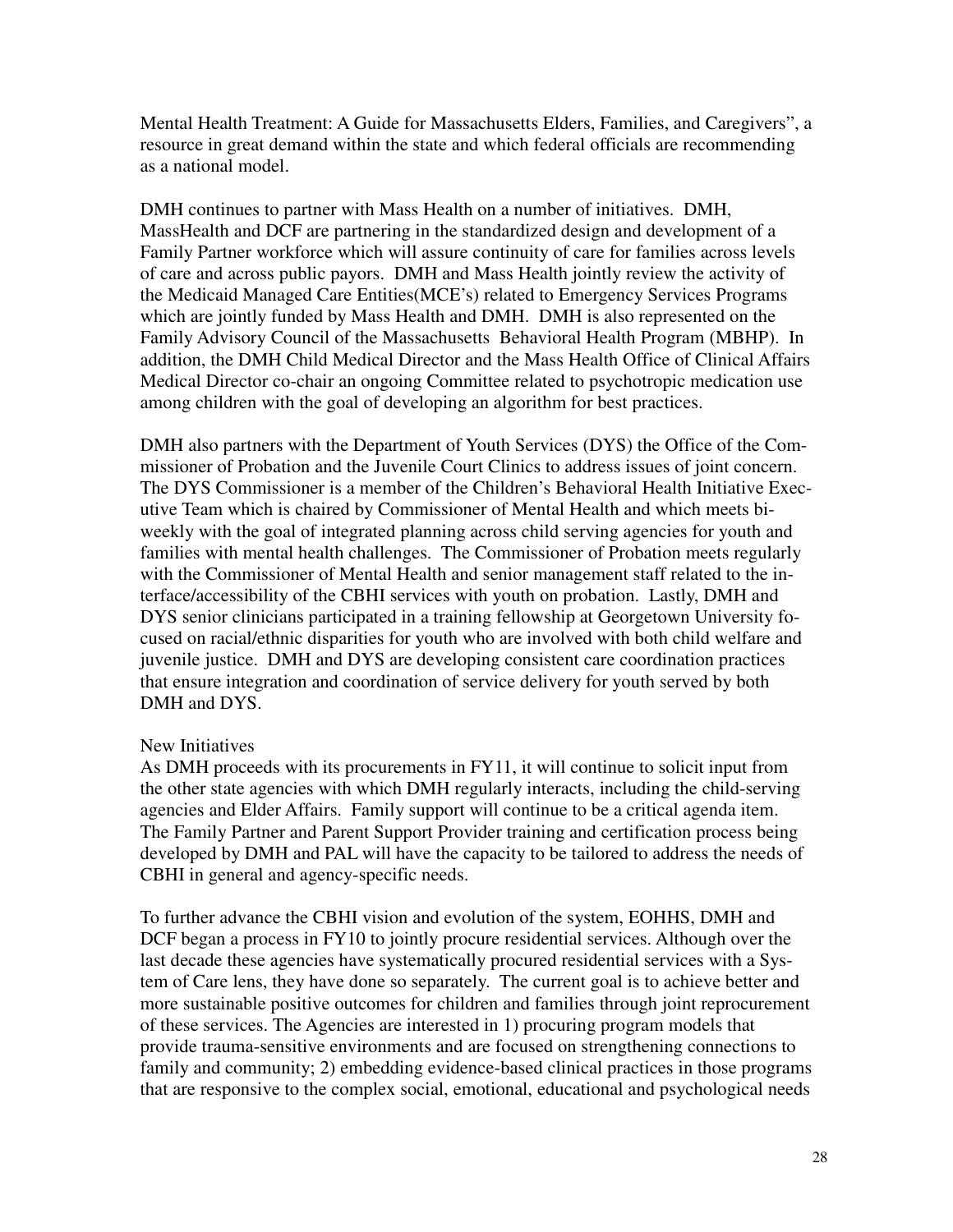Mental Health Treatment: A Guide for Massachusetts Elders, Families, and Caregivers", a resource in great demand within the state and which federal officials are recommending as a national model.

DMH continues to partner with Mass Health on a number of initiatives. DMH, MassHealth and DCF are partnering in the standardized design and development of a Family Partner workforce which will assure continuity of care for families across levels of care and across public payors. DMH and Mass Health jointly review the activity of the Medicaid Managed Care Entities(MCE's) related to Emergency Services Programs which are jointly funded by Mass Health and DMH. DMH is also represented on the Family Advisory Council of the Massachusetts Behavioral Health Program (MBHP). In addition, the DMH Child Medical Director and the Mass Health Office of Clinical Affairs Medical Director co-chair an ongoing Committee related to psychotropic medication use among children with the goal of developing an algorithm for best practices.

DMH also partners with the Department of Youth Services (DYS) the Office of the Commissioner of Probation and the Juvenile Court Clinics to address issues of joint concern. The DYS Commissioner is a member of the Children's Behavioral Health Initiative Executive Team which is chaired by Commissioner of Mental Health and which meets bi-weekly with the goal of integrated planning across child serving agencies for youth and families with mental health challenges. The Commissioner of Probation meets regularly with the Commissioner of Mental Health and senior management staff related to the interface/accessibility of the CBHI services with youth on probation. Lastly, DMH and DYS senior clinicians participated in a training fellowship at Georgetown University focused on racial/ethnic disparities for youth who are involved with both child welfare and juvenile justice. DMH and DYS are developing consistent care coordination practices that ensure integration and coordination of service delivery for youth served by both DMH and DYS.

New Initiatives

As DMH proceeds with its procurements in FY11, it will continue to solicit input from the other state agencies with which DMH regularly interacts, including the child-serving agencies and Elder Affairs. Family support will continue to be a critical agenda item. The Family Partner and Parent Support Provider training and certification process being developed by DMH and PAL will have the capacity to be tailored to address the needs of CBHI in general and agency-specific needs.

To further advance the CBHI vision and evolution of the system, EOHHS, DMH and DCF began a process in FY10 to jointly procure residential services. Although over the last decade these agencies have systematically procured residential services with a System of Care lens, they have done so separately. The current goal is to achieve better and more sustainable positive outcomes for children and families through joint reprocurement of these services. The Agencies are interested in 1) procuring program models that provide trauma-sensitive environments and are focused on strengthening connections to family and community; 2) embedding evidence-based clinical practices in those programs that are responsive to the complex social, emotional, educational and psychological needs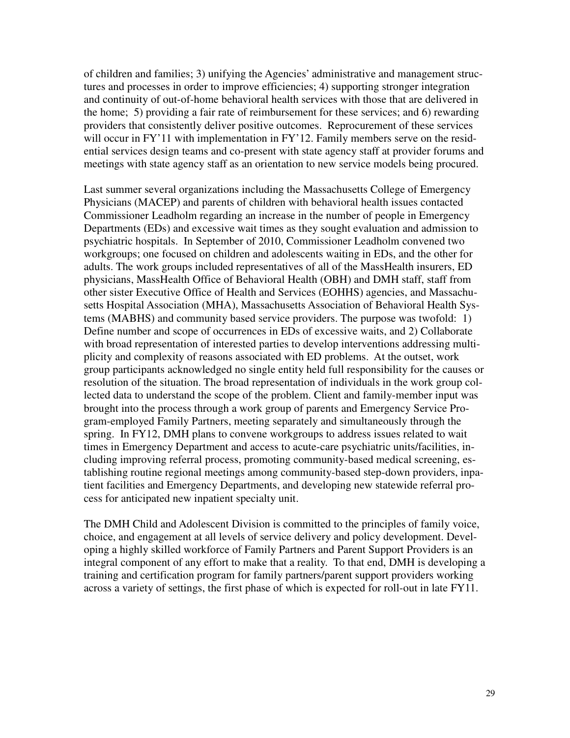of children and families; 3) unifying the Agencies' administrative and management structures and processes in order to improve efficiencies; 4) supporting stronger integration and continuity of out-of-home behavioral health services with those that are delivered in the home; 5) providing a fair rate of reimbursement for these services; and 6) rewarding providers that consistently deliver positive outcomes. Reprocurement of these services will occur in FY'11 with implementation in FY'12. Family members serve on the residential services design teams and co-present with state agency staff at provider forums and meetings with state agency staff as an orientation to new service models being procured.

Last summer several organizations including the Massachusetts College of Emergency Physicians (MACEP) and parents of children with behavioral health issues contacted Commissioner Leadholm regarding an increase in the number of people in Emergency Departments (EDs) and excessive wait times as they sought evaluation and admission to psychiatric hospitals. In September of 2010, Commissioner Leadholm convened two workgroups; one focused on children and adolescents waiting in EDs, and the other for adults. The work groups included representatives of all of the MassHealth insurers, ED physicians, MassHealth Office of Behavioral Health (OBH) and DMH staff, staff from other sister Executive Office of Health and Services (EOHHS) agencies, and Massachusetts Hospital Association (MHA), Massachusetts Association of Behavioral Health Systems (MABHS) and community based service providers. The purpose was twofold: 1) Define number and scope of occurrences in EDs of excessive waits, and 2) Collaborate with broad representation of interested parties to develop interventions addressing multiplicity and complexity of reasons associated with ED problems. At the outset, work group participants acknowledged no single entity held full responsibility for the causes or resolution of the situation. The broad representation of individuals in the work group collected data to understand the scope of the problem. Client and family-member input was brought into the process through a work group of parents and Emergency Service Program-employed Family Partners, meeting separately and simultaneously through the spring. In FY12, DMH plans to convene workgroups to address issues related to wait times in Emergency Department and access to acute-care psychiatric units/facilities, including improving referral process, promoting community-based medical screening, establishing routine regional meetings among community-based step-down providers, inpatient facilities and Emergency Departments, and developing new statewide referral process for anticipated new inpatient specialty unit.

The DMH Child and Adolescent Division is committed to the principles of family voice, choice, and engagement at all levels of service delivery and policy development. Developing a highly skilled workforce of Family Partners and Parent Support Providers is an integral component of any effort to make that a reality. To that end, DMH is developing a training and certification program for family partners/parent support providers working across a variety of settings, the first phase of which is expected for roll-out in late FY11.